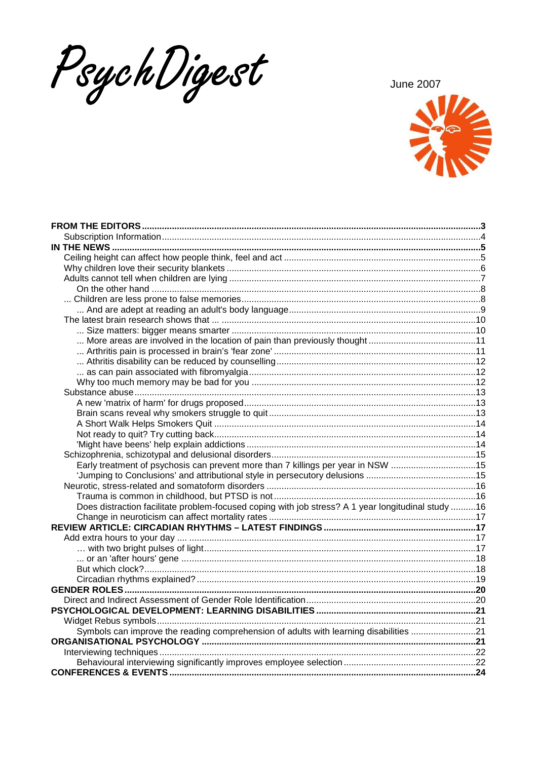PsychDigest

June 2007

**FROM THE EDITORS** ... 3
- Subscription Information ... 4

**IN THE NEWS** ... 5
- Ceiling height can affect how people think, feel and act ... 5
- Why children love their security blankets ... 6
- Adults cannot tell when children are lying ... 7
  - On the other hand ... 8
  - ... Children are less prone to false memories ... 8
  - ... And are adept at reading an adult's body language ... 9
- The latest brain research shows that ... ... 10
  - ... Size matters: bigger means smarter ... 10
  - ... More areas are involved in the location of pain than previously thought ... 11
  - ... Arthritis pain is processed in brain's 'fear zone' ... 11
  - ... Athritis disability can be reduced by counselling ... 12
  - ... as can pain associated with fibromyalgia ... 12
  - Why too much memory may be bad for you ... 12
- Substance abuse ... 13
  - A new 'matrix of harm' for drugs proposed ... 13
  - Brain scans reveal why smokers struggle to quit ... 13
  - A Short Walk Helps Smokers Quit ... 14
  - Not ready to quit? Try cutting back ... 14
  - 'Might have beens' help explain addictions ... 14
- Schizophrenia, schizotypal and delusional disorders ... 15
  - Early treatment of psychosis can prevent more than 7 killings per year in NSW ... 15
  - 'Jumping to Conclusions' and attributional style in persecutory delusions ... 15
- Neurotic, stress-related and somatoform disorders ... 16
  - Trauma is common in childhood, but PTSD is not ... 16
  - Does distraction facilitate problem-focused coping with job stress? A 1 year longitudinal study ... 16
  - Change in neuroticism can affect mortality rates ... 17

**REVIEW ARTICLE: CIRCADIAN RHYTHMS – LATEST FINDINGS** ... 17
- Add extra hours to your day .... ... 17
  - ... with two bright pulses of light ... 17
  - ... or an 'after hours' gene ... 18
- But which clock? ... 18
- Circadian rhythms explained? ... 19

**GENDER ROLES** ... 20
- Direct and Indirect Assessment of Gender Role Identification ... 20

**PSYCHOLOGICAL DEVELOPMENT: LEARNING DISABILITIES** ... 21
- Widget Rebus symbols ... 21
  - Symbols can improve the reading comprehension of adults with learning disabilities ... 21

**ORGANISATIONAL PSYCHOLOGY** ... 21
- Interviewing techniques ... 22
  - Behavioural interviewing significantly improves employee selection ... 22

**CONFERENCES & EVENTS** ... 24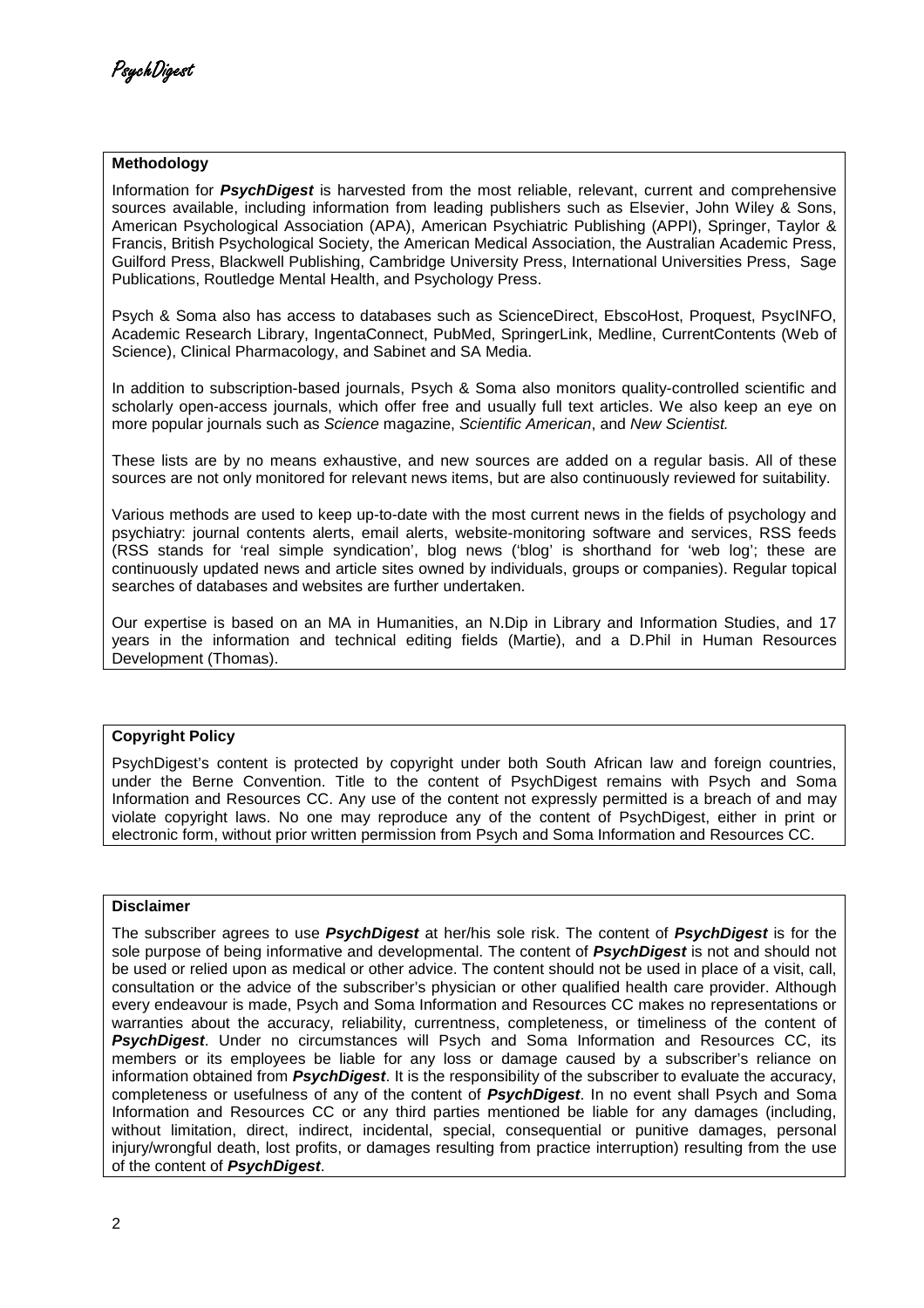## Methodology

Information for ***PsychDigest*** is harvested from the most reliable, relevant, current and comprehensive sources available, including information from leading publishers such as Elsevier, John Wiley & Sons, American Psychological Association (APA), American Psychiatric Publishing (APPI), Springer, Taylor & Francis, British Psychological Society, the American Medical Association, the Australian Academic Press, Guilford Press, Blackwell Publishing, Cambridge University Press, International Universities Press, Sage Publications, Routledge Mental Health, and Psychology Press.

Psych & Soma also has access to databases such as ScienceDirect, EbscoHost, Proquest, PsycINFO, Academic Research Library, IngentaConnect, PubMed, SpringerLink, Medline, CurrentContents (Web of Science), Clinical Pharmacology, and Sabinet and SA Media.

In addition to subscription-based journals, Psych & Soma also monitors quality-controlled scientific and scholarly open-access journals, which offer free and usually full text articles. We also keep an eye on more popular journals such as *Science* magazine, *Scientific American*, and *New Scientist.*

These lists are by no means exhaustive, and new sources are added on a regular basis. All of these sources are not only monitored for relevant news items, but are also continuously reviewed for suitability.

Various methods are used to keep up-to-date with the most current news in the fields of psychology and psychiatry: journal contents alerts, email alerts, website-monitoring software and services, RSS feeds (RSS stands for 'real simple syndication', blog news ('blog' is shorthand for 'web log'; these are continuously updated news and article sites owned by individuals, groups or companies). Regular topical searches of databases and websites are further undertaken.

Our expertise is based on an MA in Humanities, an N.Dip in Library and Information Studies, and 17 years in the information and technical editing fields (Martie), and a D.Phil in Human Resources Development (Thomas).

## Copyright Policy

PsychDigest's content is protected by copyright under both South African law and foreign countries, under the Berne Convention. Title to the content of PsychDigest remains with Psych and Soma Information and Resources CC. Any use of the content not expressly permitted is a breach of and may violate copyright laws. No one may reproduce any of the content of PsychDigest, either in print or electronic form, without prior written permission from Psych and Soma Information and Resources CC.

## Disclaimer

The subscriber agrees to use ***PsychDigest*** at her/his sole risk. The content of ***PsychDigest*** is for the sole purpose of being informative and developmental. The content of ***PsychDigest*** is not and should not be used or relied upon as medical or other advice. The content should not be used in place of a visit, call, consultation or the advice of the subscriber's physician or other qualified health care provider. Although every endeavour is made, Psych and Soma Information and Resources CC makes no representations or warranties about the accuracy, reliability, currentness, completeness, or timeliness of the content of ***PsychDigest***. Under no circumstances will Psych and Soma Information and Resources CC, its members or its employees be liable for any loss or damage caused by a subscriber's reliance on information obtained from ***PsychDigest***. It is the responsibility of the subscriber to evaluate the accuracy, completeness or usefulness of any of the content of ***PsychDigest***. In no event shall Psych and Soma Information and Resources CC or any third parties mentioned be liable for any damages (including, without limitation, direct, indirect, incidental, special, consequential or punitive damages, personal injury/wrongful death, lost profits, or damages resulting from practice interruption) resulting from the use of the content of ***PsychDigest***.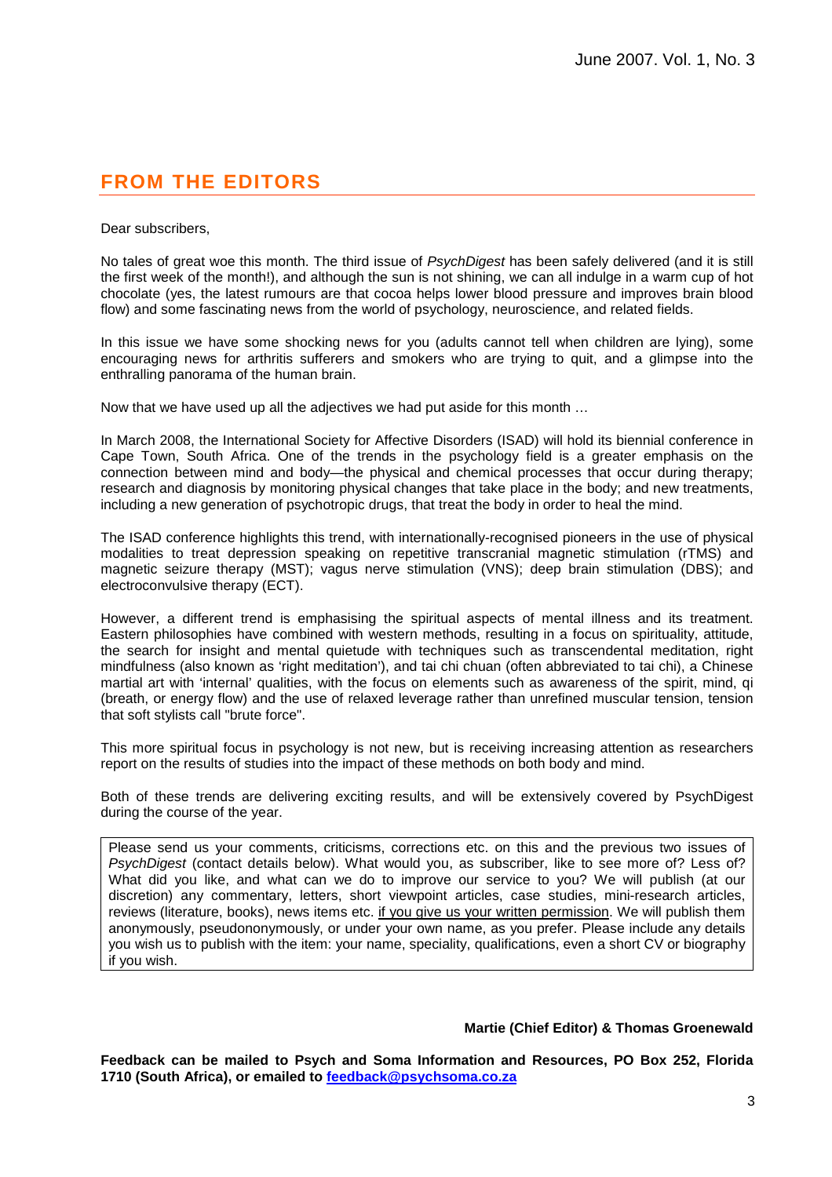## FROM THE EDITORS

Dear subscribers,

No tales of great woe this month. The third issue of *PsychDigest* has been safely delivered (and it is still the first week of the month!), and although the sun is not shining, we can all indulge in a warm cup of hot chocolate (yes, the latest rumours are that cocoa helps lower blood pressure and improves brain blood flow) and some fascinating news from the world of psychology, neuroscience, and related fields.

In this issue we have some shocking news for you (adults cannot tell when children are lying), some encouraging news for arthritis sufferers and smokers who are trying to quit, and a glimpse into the enthralling panorama of the human brain.

Now that we have used up all the adjectives we had put aside for this month …

In March 2008, the International Society for Affective Disorders (ISAD) will hold its biennial conference in Cape Town, South Africa. One of the trends in the psychology field is a greater emphasis on the connection between mind and body—the physical and chemical processes that occur during therapy; research and diagnosis by monitoring physical changes that take place in the body; and new treatments, including a new generation of psychotropic drugs, that treat the body in order to heal the mind.

The ISAD conference highlights this trend, with internationally-recognised pioneers in the use of physical modalities to treat depression speaking on repetitive transcranial magnetic stimulation (rTMS) and magnetic seizure therapy (MST); vagus nerve stimulation (VNS); deep brain stimulation (DBS); and electroconvulsive therapy (ECT).

However, a different trend is emphasising the spiritual aspects of mental illness and its treatment. Eastern philosophies have combined with western methods, resulting in a focus on spirituality, attitude, the search for insight and mental quietude with techniques such as transcendental meditation, right mindfulness (also known as 'right meditation'), and tai chi chuan (often abbreviated to tai chi), a Chinese martial art with 'internal' qualities, with the focus on elements such as awareness of the spirit, mind, qi (breath, or energy flow) and the use of relaxed leverage rather than unrefined muscular tension, tension that soft stylists call "brute force".

This more spiritual focus in psychology is not new, but is receiving increasing attention as researchers report on the results of studies into the impact of these methods on both body and mind.

Both of these trends are delivering exciting results, and will be extensively covered by PsychDigest during the course of the year.

> Please send us your comments, criticisms, corrections etc. on this and the previous two issues of *PsychDigest* (contact details below). What would you, as subscriber, like to see more of? Less of? What did you like, and what can we do to improve our service to you? We will publish (at our discretion) any commentary, letters, short viewpoint articles, case studies, mini-research articles, reviews (literature, books), news items etc. <u>if you give us your written permission</u>. We will publish them anonymously, pseudononymously, or under your own name, as you prefer. Please include any details you wish us to publish with the item: your name, speciality, qualifications, even a short CV or biography if you wish.

**Martie (Chief Editor) & Thomas Groenewald**

**Feedback can be mailed to Psych and Soma Information and Resources, PO Box 252, Florida 1710 (South Africa), or emailed to feedback@psychsoma.co.za**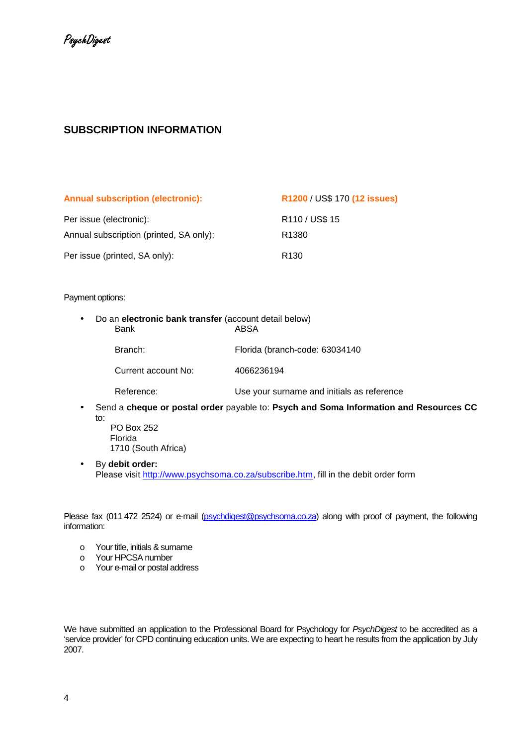## SUBSCRIPTION INFORMATION

| | |
|---|---|
| **Annual subscription (electronic):** | **R1200** / US$ 170 **(12 issues)** |
| Per issue (electronic): | R110 / US$ 15 |
| Annual subscription (printed, SA only): | R1380 |
| Per issue (printed, SA only): | R130 |

Payment options:

- Do an **electronic bank transfer** (account detail below)

  | | |
  |---|---|
  | Bank | ABSA |
  | Branch: | Florida (branch-code: 63034140 |
  | Current account No: | 4066236194 |
  | Reference: | Use your surname and initials as reference |

- Send a **cheque or postal order** payable to: **Psych and Soma Information and Resources CC** to:
  PO Box 252
  Florida
  1710 (South Africa)
- By **debit order:**
  Please visit http://www.psychsoma.co.za/subscribe.htm, fill in the debit order form

Please fax (011 472 2524) or e-mail (psychdigest@psychsoma.co.za) along with proof of payment, the following information:

- Your title, initials & surname
- Your HPCSA number
- Your e-mail or postal address

We have submitted an application to the Professional Board for Psychology for *PsychDigest* to be accredited as a 'service provider' for CPD continuing education units. We are expecting to heart he results from the application by July 2007.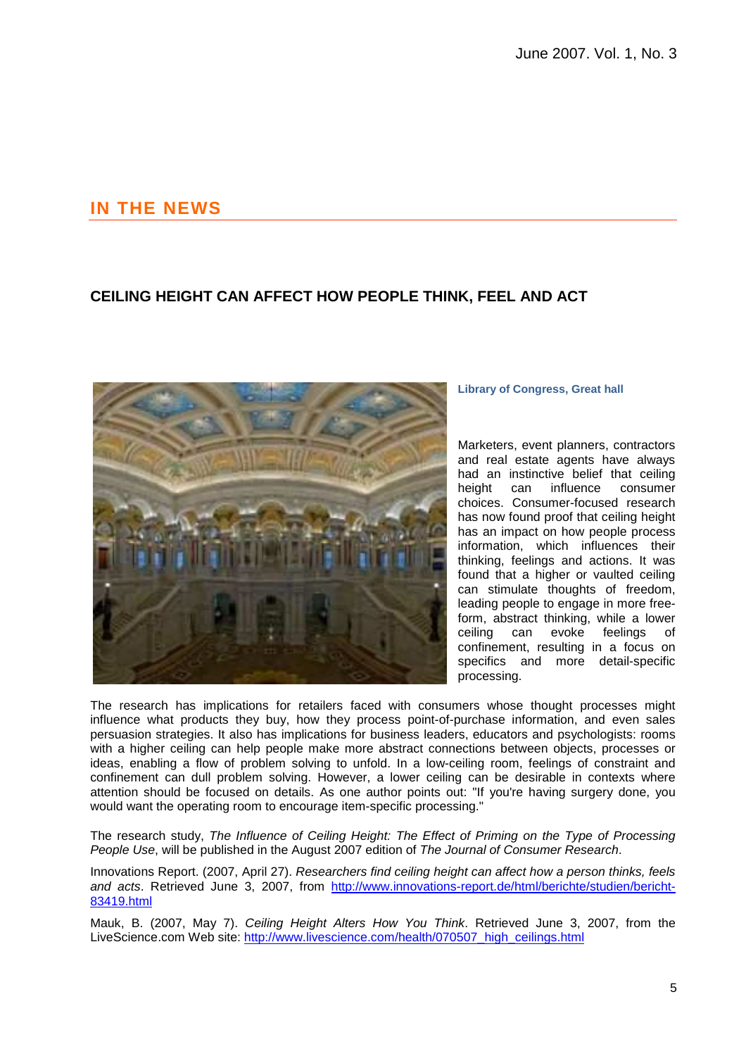## IN THE NEWS

### CEILING HEIGHT CAN AFFECT HOW PEOPLE THINK, FEEL AND ACT

**Library of Congress, Great hall**

Marketers, event planners, contractors and real estate agents have always had an instinctive belief that ceiling height can influence consumer choices. Consumer-focused research has now found proof that ceiling height has an impact on how people process information, which influences their thinking, feelings and actions. It was found that a higher or vaulted ceiling can stimulate thoughts of freedom, leading people to engage in more free-form, abstract thinking, while a lower ceiling can evoke feelings of confinement, resulting in a focus on specifics and more detail-specific processing.

The research has implications for retailers faced with consumers whose thought processes might influence what products they buy, how they process point-of-purchase information, and even sales persuasion strategies. It also has implications for business leaders, educators and psychologists: rooms with a higher ceiling can help people make more abstract connections between objects, processes or ideas, enabling a flow of problem solving to unfold. In a low-ceiling room, feelings of constraint and confinement can dull problem solving. However, a lower ceiling can be desirable in contexts where attention should be focused on details. As one author points out: "If you're having surgery done, you would want the operating room to encourage item-specific processing."

The research study, *The Influence of Ceiling Height: The Effect of Priming on the Type of Processing People Use*, will be published in the August 2007 edition of *The Journal of Consumer Research*.

Innovations Report. (2007, April 27). *Researchers find ceiling height can affect how a person thinks, feels and acts*. Retrieved June 3, 2007, from http://www.innovations-report.de/html/berichte/studien/bericht-83419.html

Mauk, B. (2007, May 7). *Ceiling Height Alters How You Think*. Retrieved June 3, 2007, from the LiveScience.com Web site: http://www.livescience.com/health/070507_high_ceilings.html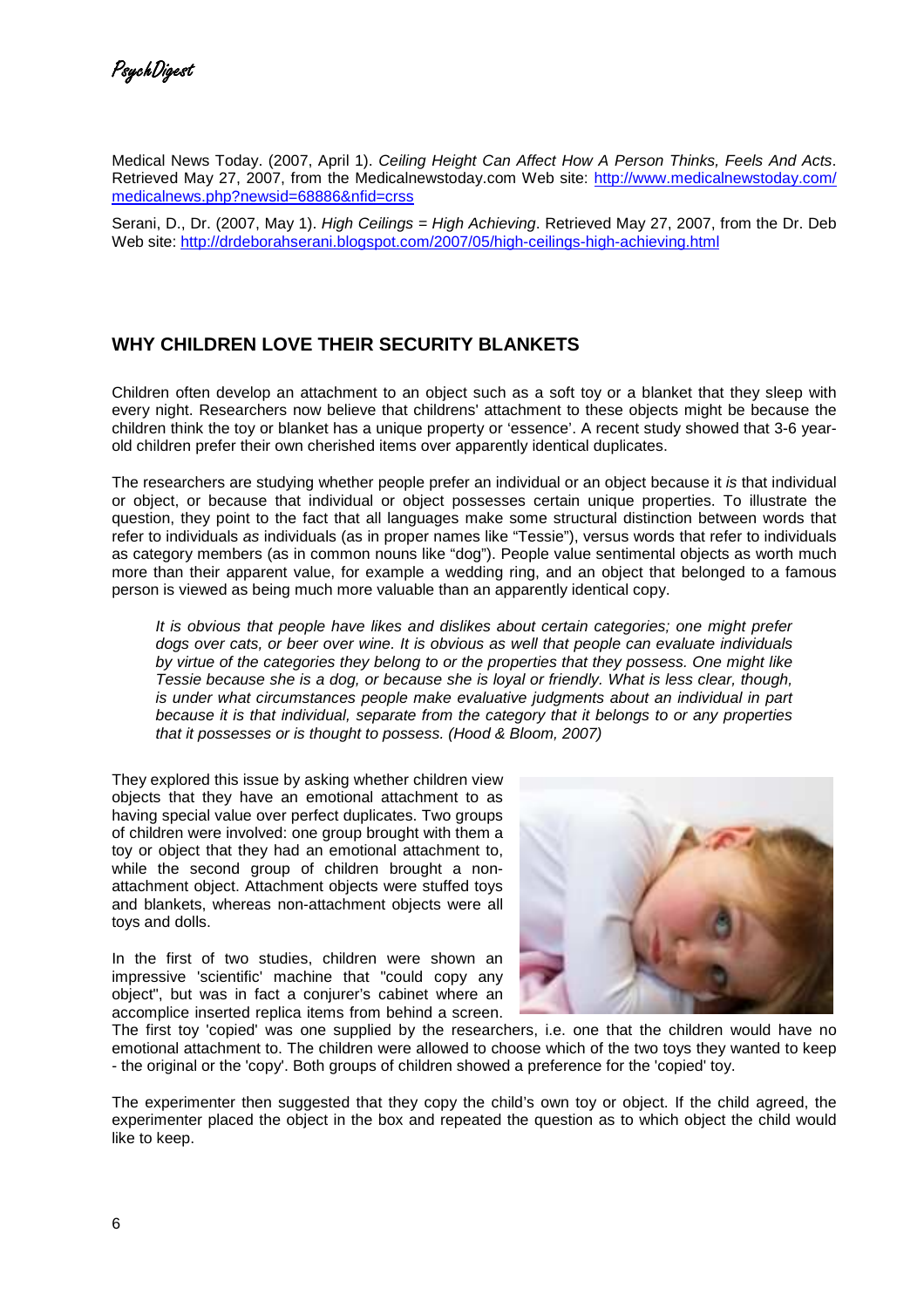Medical News Today. (2007, April 1). *Ceiling Height Can Affect How A Person Thinks, Feels And Acts*. Retrieved May 27, 2007, from the Medicalnewstoday.com Web site: [http://www.medicalnewstoday.com/medicalnews.php?newsid=68886&nfid=crss](http://www.medicalnewstoday.com/medicalnews.php?newsid=68886&nfid=crss)

Serani, D., Dr. (2007, May 1). *High Ceilings = High Achieving*. Retrieved May 27, 2007, from the Dr. Deb Web site: [http://drdeborahserani.blogspot.com/2007/05/high-ceilings-high-achieving.html](http://drdeborahserani.blogspot.com/2007/05/high-ceilings-high-achieving.html)

## WHY CHILDREN LOVE THEIR SECURITY BLANKETS

Children often develop an attachment to an object such as a soft toy or a blanket that they sleep with every night. Researchers now believe that childrens' attachment to these objects might be because the children think the toy or blanket has a unique property or 'essence'. A recent study showed that 3-6 year-old children prefer their own cherished items over apparently identical duplicates.

The researchers are studying whether people prefer an individual or an object because it *is* that individual or object, or because that individual or object possesses certain unique properties. To illustrate the question, they point to the fact that all languages make some structural distinction between words that refer to individuals *as* individuals (as in proper names like "Tessie"), versus words that refer to individuals as category members (as in common nouns like "dog"). People value sentimental objects as worth much more than their apparent value, for example a wedding ring, and an object that belonged to a famous person is viewed as being much more valuable than an apparently identical copy.

> *It is obvious that people have likes and dislikes about certain categories; one might prefer dogs over cats, or beer over wine. It is obvious as well that people can evaluate individuals by virtue of the categories they belong to or the properties that they possess. One might like Tessie because she is a dog, or because she is loyal or friendly. What is less clear, though, is under what circumstances people make evaluative judgments about an individual in part because it is that individual, separate from the category that it belongs to or any properties that it possesses or is thought to possess. (Hood & Bloom, 2007)*

They explored this issue by asking whether children view objects that they have an emotional attachment to as having special value over perfect duplicates. Two groups of children were involved: one group brought with them a toy or object that they had an emotional attachment to, while the second group of children brought a non-attachment object. Attachment objects were stuffed toys and blankets, whereas non-attachment objects were all toys and dolls.

In the first of two studies, children were shown an impressive 'scientific' machine that "could copy any object", but was in fact a conjurer's cabinet where an accomplice inserted replica items from behind a screen. The first toy 'copied' was one supplied by the researchers, i.e. one that the children would have no emotional attachment to. The children were allowed to choose which of the two toys they wanted to keep - the original or the 'copy'. Both groups of children showed a preference for the 'copied' toy.

The experimenter then suggested that they copy the child's own toy or object. If the child agreed, the experimenter placed the object in the box and repeated the question as to which object the child would like to keep.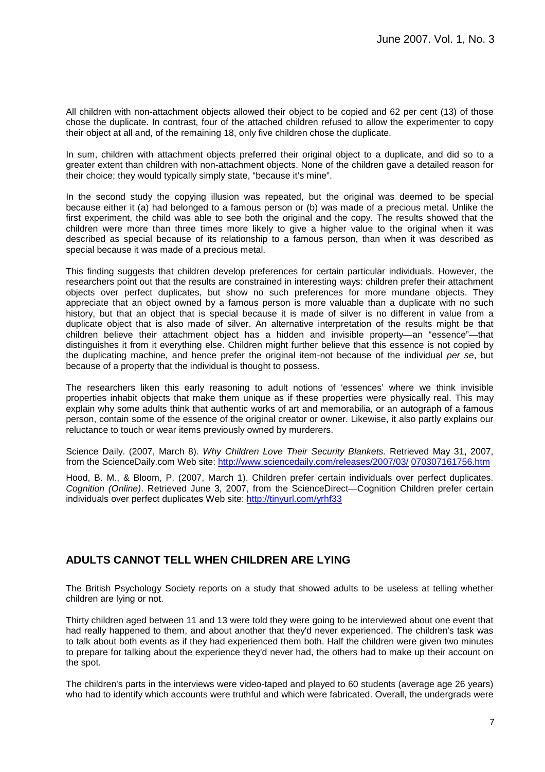All children with non-attachment objects allowed their object to be copied and 62 per cent (13) of those chose the duplicate. In contrast, four of the attached children refused to allow the experimenter to copy their object at all and, of the remaining 18, only five children chose the duplicate.

In sum, children with attachment objects preferred their original object to a duplicate, and did so to a greater extent than children with non-attachment objects. None of the children gave a detailed reason for their choice; they would typically simply state, "because it's mine".

In the second study the copying illusion was repeated, but the original was deemed to be special because either it (a) had belonged to a famous person or (b) was made of a precious metal. Unlike the first experiment, the child was able to see both the original and the copy. The results showed that the children were more than three times more likely to give a higher value to the original when it was described as special because of its relationship to a famous person, than when it was described as special because it was made of a precious metal.

This finding suggests that children develop preferences for certain particular individuals. However, the researchers point out that the results are constrained in interesting ways: children prefer their attachment objects over perfect duplicates, but show no such preferences for more mundane objects. They appreciate that an object owned by a famous person is more valuable than a duplicate with no such history, but that an object that is special because it is made of silver is no different in value from a duplicate object that is also made of silver. An alternative interpretation of the results might be that children believe their attachment object has a hidden and invisible property—an "essence"—that distinguishes it from it everything else. Children might further believe that this essence is not copied by the duplicating machine, and hence prefer the original item-not because of the individual *per se*, but because of a property that the individual is thought to possess.

The researchers liken this early reasoning to adult notions of 'essences' where we think invisible properties inhabit objects that make them unique as if these properties were physically real. This may explain why some adults think that authentic works of art and memorabilia, or an autograph of a famous person, contain some of the essence of the original creator or owner. Likewise, it also partly explains our reluctance to touch or wear items previously owned by murderers.

Science Daily. (2007, March 8). *Why Children Love Their Security Blankets.* Retrieved May 31, 2007, from the ScienceDaily.com Web site: http://www.sciencedaily.com/releases/2007/03/ 070307161756.htm

Hood, B. M., & Bloom, P. (2007, March 1). Children prefer certain individuals over perfect duplicates. *Cognition (Online)*. Retrieved June 3, 2007, from the ScienceDirect—Cognition Children prefer certain individuals over perfect duplicates Web site: http://tinyurl.com/yrhf33

## ADULTS CANNOT TELL WHEN CHILDREN ARE LYING

The British Psychology Society reports on a study that showed adults to be useless at telling whether children are lying or not.

Thirty children aged between 11 and 13 were told they were going to be interviewed about one event that had really happened to them, and about another that they'd never experienced. The children's task was to talk about both events as if they had experienced them both. Half the children were given two minutes to prepare for talking about the experience they'd never had, the others had to make up their account on the spot.

The children's parts in the interviews were video-taped and played to 60 students (average age 26 years) who had to identify which accounts were truthful and which were fabricated. Overall, the undergrads were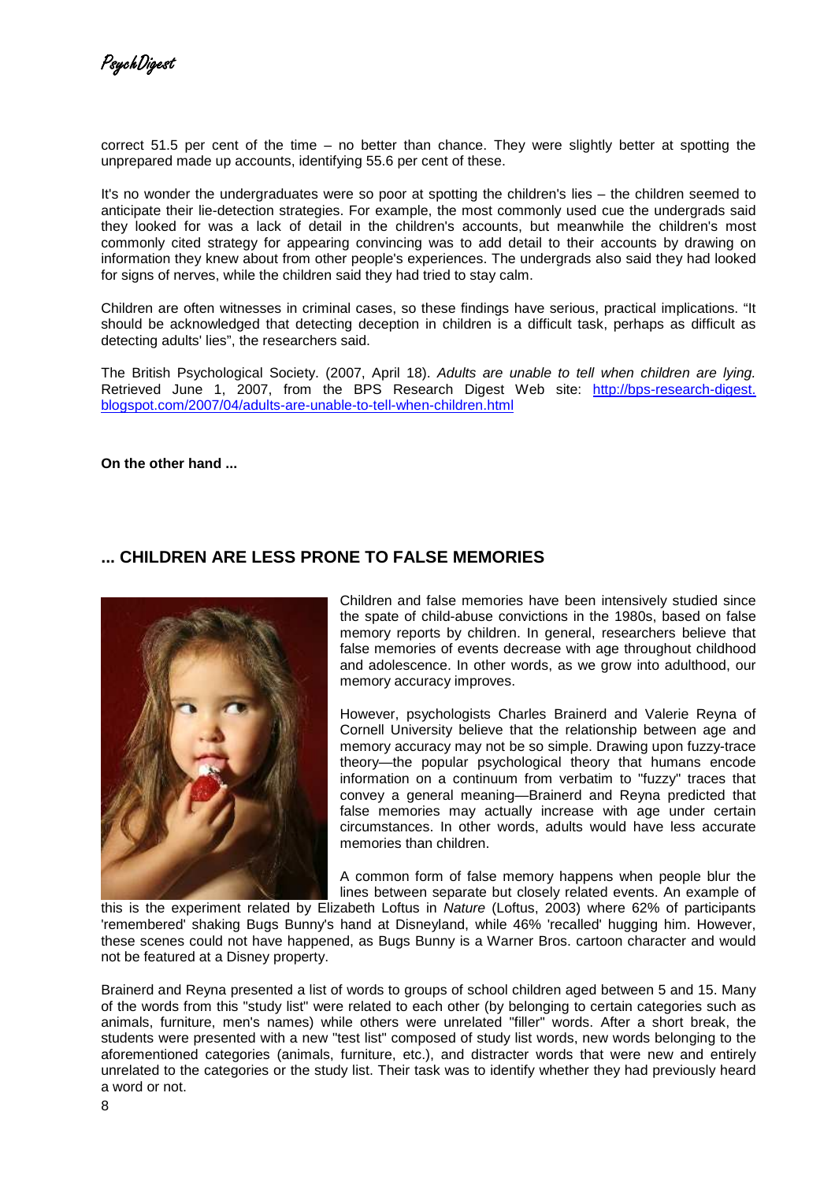correct 51.5 per cent of the time – no better than chance. They were slightly better at spotting the unprepared made up accounts, identifying 55.6 per cent of these.

It's no wonder the undergraduates were so poor at spotting the children's lies – the children seemed to anticipate their lie-detection strategies. For example, the most commonly used cue the undergrads said they looked for was a lack of detail in the children's accounts, but meanwhile the children's most commonly cited strategy for appearing convincing was to add detail to their accounts by drawing on information they knew about from other people's experiences. The undergrads also said they had looked for signs of nerves, while the children said they had tried to stay calm.

Children are often witnesses in criminal cases, so these findings have serious, practical implications. "It should be acknowledged that detecting deception in children is a difficult task, perhaps as difficult as detecting adults' lies", the researchers said.

The British Psychological Society. (2007, April 18). *Adults are unable to tell when children are lying.* Retrieved June 1, 2007, from the BPS Research Digest Web site: http://bps-research-digest.blogspot.com/2007/04/adults-are-unable-to-tell-when-children.html

**On the other hand ...**

## ... CHILDREN ARE LESS PRONE TO FALSE MEMORIES

Children and false memories have been intensively studied since the spate of child-abuse convictions in the 1980s, based on false memory reports by children. In general, researchers believe that false memories of events decrease with age throughout childhood and adolescence. In other words, as we grow into adulthood, our memory accuracy improves.

However, psychologists Charles Brainerd and Valerie Reyna of Cornell University believe that the relationship between age and memory accuracy may not be so simple. Drawing upon fuzzy-trace theory—the popular psychological theory that humans encode information on a continuum from verbatim to "fuzzy" traces that convey a general meaning—Brainerd and Reyna predicted that false memories may actually increase with age under certain circumstances. In other words, adults would have less accurate memories than children.

A common form of false memory happens when people blur the lines between separate but closely related events. An example of this is the experiment related by Elizabeth Loftus in *Nature* (Loftus, 2003) where 62% of participants 'remembered' shaking Bugs Bunny's hand at Disneyland, while 46% 'recalled' hugging him. However, these scenes could not have happened, as Bugs Bunny is a Warner Bros. cartoon character and would not be featured at a Disney property.

Brainerd and Reyna presented a list of words to groups of school children aged between 5 and 15. Many of the words from this "study list" were related to each other (by belonging to certain categories such as animals, furniture, men's names) while others were unrelated "filler" words. After a short break, the students were presented with a new "test list" composed of study list words, new words belonging to the aforementioned categories (animals, furniture, etc.), and distracter words that were new and entirely unrelated to the categories or the study list. Their task was to identify whether they had previously heard a word or not.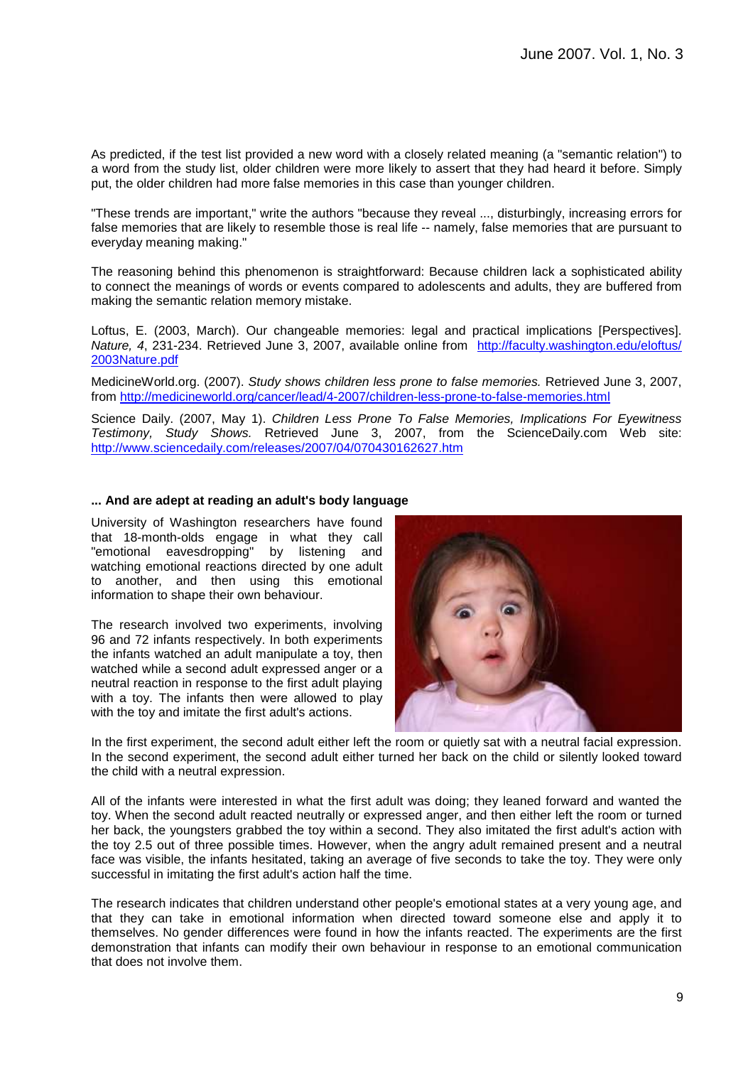As predicted, if the test list provided a new word with a closely related meaning (a "semantic relation") to a word from the study list, older children were more likely to assert that they had heard it before. Simply put, the older children had more false memories in this case than younger children.

"These trends are important," write the authors "because they reveal ..., disturbingly, increasing errors for false memories that are likely to resemble those is real life -- namely, false memories that are pursuant to everyday meaning making."

The reasoning behind this phenomenon is straightforward: Because children lack a sophisticated ability to connect the meanings of words or events compared to adolescents and adults, they are buffered from making the semantic relation memory mistake.

Loftus, E. (2003, March). Our changeable memories: legal and practical implications [Perspectives]. *Nature, 4*, 231-234. Retrieved June 3, 2007, available online from http://faculty.washington.edu/eloftus/2003Nature.pdf

MedicineWorld.org. (2007). *Study shows children less prone to false memories.* Retrieved June 3, 2007, from http://medicineworld.org/cancer/lead/4-2007/children-less-prone-to-false-memories.html

Science Daily. (2007, May 1). *Children Less Prone To False Memories, Implications For Eyewitness Testimony, Study Shows.* Retrieved June 3, 2007, from the ScienceDaily.com Web site: http://www.sciencedaily.com/releases/2007/04/070430162627.htm

**... And are adept at reading an adult's body language**

University of Washington researchers have found that 18-month-olds engage in what they call "emotional eavesdropping" by listening and watching emotional reactions directed by one adult to another, and then using this emotional information to shape their own behaviour.

The research involved two experiments, involving 96 and 72 infants respectively. In both experiments the infants watched an adult manipulate a toy, then watched while a second adult expressed anger or a neutral reaction in response to the first adult playing with a toy. The infants then were allowed to play with the toy and imitate the first adult's actions.

In the first experiment, the second adult either left the room or quietly sat with a neutral facial expression. In the second experiment, the second adult either turned her back on the child or silently looked toward the child with a neutral expression.

All of the infants were interested in what the first adult was doing; they leaned forward and wanted the toy. When the second adult reacted neutrally or expressed anger, and then either left the room or turned her back, the youngsters grabbed the toy within a second. They also imitated the first adult's action with the toy 2.5 out of three possible times. However, when the angry adult remained present and a neutral face was visible, the infants hesitated, taking an average of five seconds to take the toy. They were only successful in imitating the first adult's action half the time.

The research indicates that children understand other people's emotional states at a very young age, and that they can take in emotional information when directed toward someone else and apply it to themselves. No gender differences were found in how the infants reacted. The experiments are the first demonstration that infants can modify their own behaviour in response to an emotional communication that does not involve them.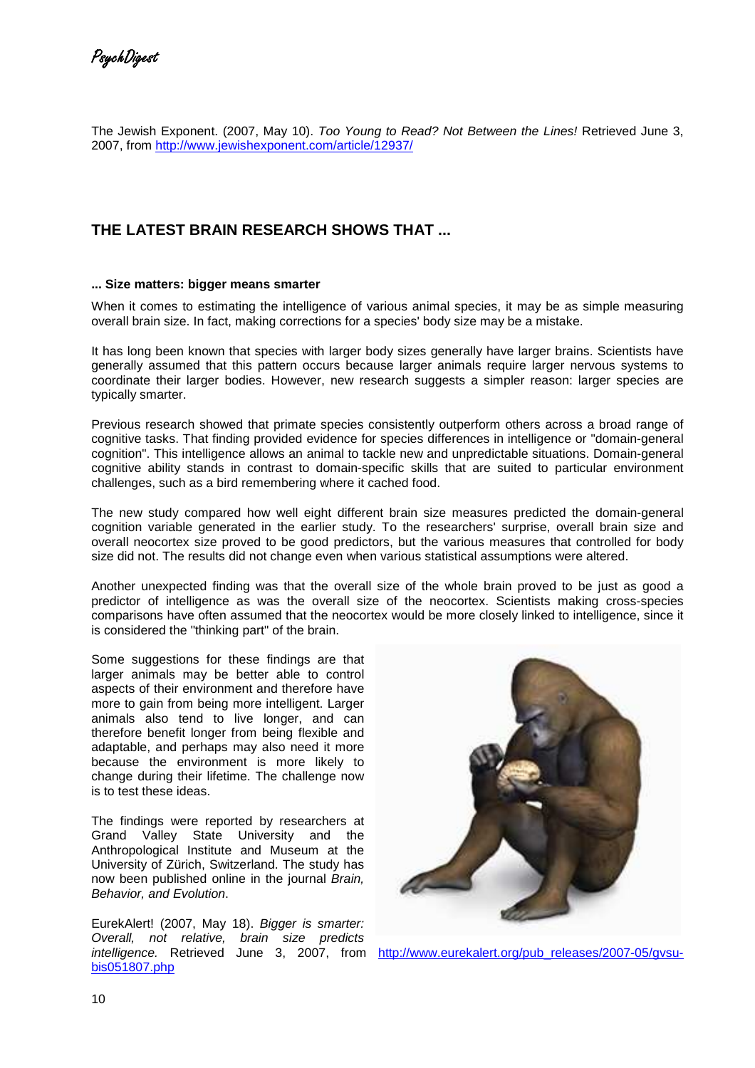The Jewish Exponent. (2007, May 10). *Too Young to Read? Not Between the Lines!* Retrieved June 3, 2007, from http://www.jewishexponent.com/article/12937/

## THE LATEST BRAIN RESEARCH SHOWS THAT ...

**... Size matters: bigger means smarter**

When it comes to estimating the intelligence of various animal species, it may be as simple measuring overall brain size. In fact, making corrections for a species' body size may be a mistake.

It has long been known that species with larger body sizes generally have larger brains. Scientists have generally assumed that this pattern occurs because larger animals require larger nervous systems to coordinate their larger bodies. However, new research suggests a simpler reason: larger species are typically smarter.

Previous research showed that primate species consistently outperform others across a broad range of cognitive tasks. That finding provided evidence for species differences in intelligence or "domain-general cognition". This intelligence allows an animal to tackle new and unpredictable situations. Domain-general cognitive ability stands in contrast to domain-specific skills that are suited to particular environment challenges, such as a bird remembering where it cached food.

The new study compared how well eight different brain size measures predicted the domain-general cognition variable generated in the earlier study. To the researchers' surprise, overall brain size and overall neocortex size proved to be good predictors, but the various measures that controlled for body size did not. The results did not change even when various statistical assumptions were altered.

Another unexpected finding was that the overall size of the whole brain proved to be just as good a predictor of intelligence as was the overall size of the neocortex. Scientists making cross-species comparisons have often assumed that the neocortex would be more closely linked to intelligence, since it is considered the "thinking part" of the brain.

Some suggestions for these findings are that larger animals may be better able to control aspects of their environment and therefore have more to gain from being more intelligent. Larger animals also tend to live longer, and can therefore benefit longer from being flexible and adaptable, and perhaps may also need it more because the environment is more likely to change during their lifetime. The challenge now is to test these ideas.

The findings were reported by researchers at Grand Valley State University and the Anthropological Institute and Museum at the University of Zürich, Switzerland. The study has now been published online in the journal *Brain, Behavior, and Evolution*.

EurekAlert! (2007, May 18). *Bigger is smarter: Overall, not relative, brain size predicts intelligence.* Retrieved June 3, 2007, from http://www.eurekalert.org/pub_releases/2007-05/gvsu-bis051807.php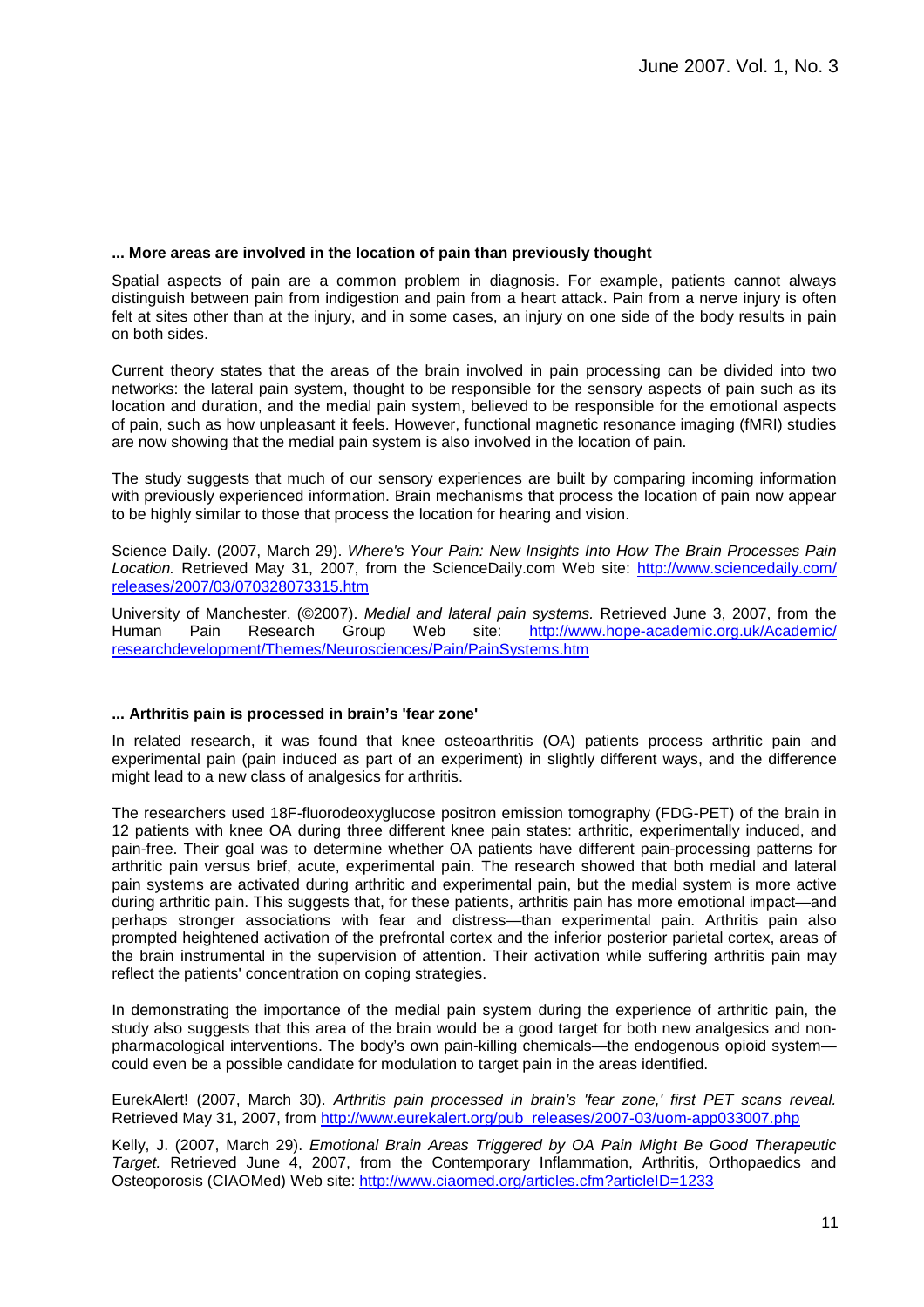**... More areas are involved in the location of pain than previously thought**

Spatial aspects of pain are a common problem in diagnosis. For example, patients cannot always distinguish between pain from indigestion and pain from a heart attack. Pain from a nerve injury is often felt at sites other than at the injury, and in some cases, an injury on one side of the body results in pain on both sides.

Current theory states that the areas of the brain involved in pain processing can be divided into two networks: the lateral pain system, thought to be responsible for the sensory aspects of pain such as its location and duration, and the medial pain system, believed to be responsible for the emotional aspects of pain, such as how unpleasant it feels. However, functional magnetic resonance imaging (fMRI) studies are now showing that the medial pain system is also involved in the location of pain.

The study suggests that much of our sensory experiences are built by comparing incoming information with previously experienced information. Brain mechanisms that process the location of pain now appear to be highly similar to those that process the location for hearing and vision.

Science Daily. (2007, March 29). *Where's Your Pain: New Insights Into How The Brain Processes Pain Location.* Retrieved May 31, 2007, from the ScienceDaily.com Web site: http://www.sciencedaily.com/releases/2007/03/070328073315.htm

University of Manchester. (©2007). *Medial and lateral pain systems.* Retrieved June 3, 2007, from the Human Pain Research Group Web site: http://www.hope-academic.org.uk/Academic/researchdevelopment/Themes/Neurosciences/Pain/PainSystems.htm

**... Arthritis pain is processed in brain's 'fear zone'**

In related research, it was found that knee osteoarthritis (OA) patients process arthritic pain and experimental pain (pain induced as part of an experiment) in slightly different ways, and the difference might lead to a new class of analgesics for arthritis.

The researchers used 18F-fluorodeoxyglucose positron emission tomography (FDG-PET) of the brain in 12 patients with knee OA during three different knee pain states: arthritic, experimentally induced, and pain-free. Their goal was to determine whether OA patients have different pain-processing patterns for arthritic pain versus brief, acute, experimental pain. The research showed that both medial and lateral pain systems are activated during arthritic and experimental pain, but the medial system is more active during arthritic pain. This suggests that, for these patients, arthritis pain has more emotional impact—and perhaps stronger associations with fear and distress—than experimental pain. Arthritis pain also prompted heightened activation of the prefrontal cortex and the inferior posterior parietal cortex, areas of the brain instrumental in the supervision of attention. Their activation while suffering arthritis pain may reflect the patients' concentration on coping strategies.

In demonstrating the importance of the medial pain system during the experience of arthritic pain, the study also suggests that this area of the brain would be a good target for both new analgesics and non-pharmacological interventions. The body's own pain-killing chemicals—the endogenous opioid system—could even be a possible candidate for modulation to target pain in the areas identified.

EurekAlert! (2007, March 30). *Arthritis pain processed in brain's 'fear zone,' first PET scans reveal.* Retrieved May 31, 2007, from http://www.eurekalert.org/pub_releases/2007-03/uom-app033007.php

Kelly, J. (2007, March 29). *Emotional Brain Areas Triggered by OA Pain Might Be Good Therapeutic Target.* Retrieved June 4, 2007, from the Contemporary Inflammation, Arthritis, Orthopaedics and Osteoporosis (CIAOMed) Web site: http://www.ciaomed.org/articles.cfm?articleID=1233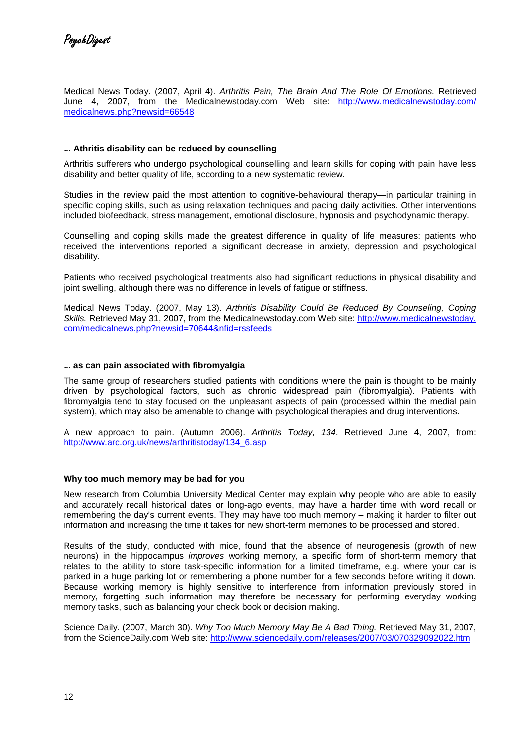Medical News Today. (2007, April 4). *Arthritis Pain, The Brain And The Role Of Emotions.* Retrieved June 4, 2007, from the Medicalnewstoday.com Web site: http://www.medicalnewstoday.com/medicalnews.php?newsid=66548

**... Athritis disability can be reduced by counselling**

Arthritis sufferers who undergo psychological counselling and learn skills for coping with pain have less disability and better quality of life, according to a new systematic review.

Studies in the review paid the most attention to cognitive-behavioural therapy—in particular training in specific coping skills, such as using relaxation techniques and pacing daily activities. Other interventions included biofeedback, stress management, emotional disclosure, hypnosis and psychodynamic therapy.

Counselling and coping skills made the greatest difference in quality of life measures: patients who received the interventions reported a significant decrease in anxiety, depression and psychological disability.

Patients who received psychological treatments also had significant reductions in physical disability and joint swelling, although there was no difference in levels of fatigue or stiffness.

Medical News Today. (2007, May 13). *Arthritis Disability Could Be Reduced By Counseling, Coping Skills.* Retrieved May 31, 2007, from the Medicalnewstoday.com Web site: http://www.medicalnewstoday.com/medicalnews.php?newsid=70644&nfid=rssfeeds

**... as can pain associated with fibromyalgia**

The same group of researchers studied patients with conditions where the pain is thought to be mainly driven by psychological factors, such as chronic widespread pain (fibromyalgia). Patients with fibromyalgia tend to stay focused on the unpleasant aspects of pain (processed within the medial pain system), which may also be amenable to change with psychological therapies and drug interventions.

A new approach to pain. (Autumn 2006). *Arthritis Today, 134*. Retrieved June 4, 2007, from: http://www.arc.org.uk/news/arthritistoday/134_6.asp

**Why too much memory may be bad for you**

New research from Columbia University Medical Center may explain why people who are able to easily and accurately recall historical dates or long-ago events, may have a harder time with word recall or remembering the day's current events. They may have too much memory – making it harder to filter out information and increasing the time it takes for new short-term memories to be processed and stored.

Results of the study, conducted with mice, found that the absence of neurogenesis (growth of new neurons) in the hippocampus *improves* working memory, a specific form of short-term memory that relates to the ability to store task-specific information for a limited timeframe, e.g. where your car is parked in a huge parking lot or remembering a phone number for a few seconds before writing it down. Because working memory is highly sensitive to interference from information previously stored in memory, forgetting such information may therefore be necessary for performing everyday working memory tasks, such as balancing your check book or decision making.

Science Daily. (2007, March 30). *Why Too Much Memory May Be A Bad Thing.* Retrieved May 31, 2007, from the ScienceDaily.com Web site: http://www.sciencedaily.com/releases/2007/03/070329092022.htm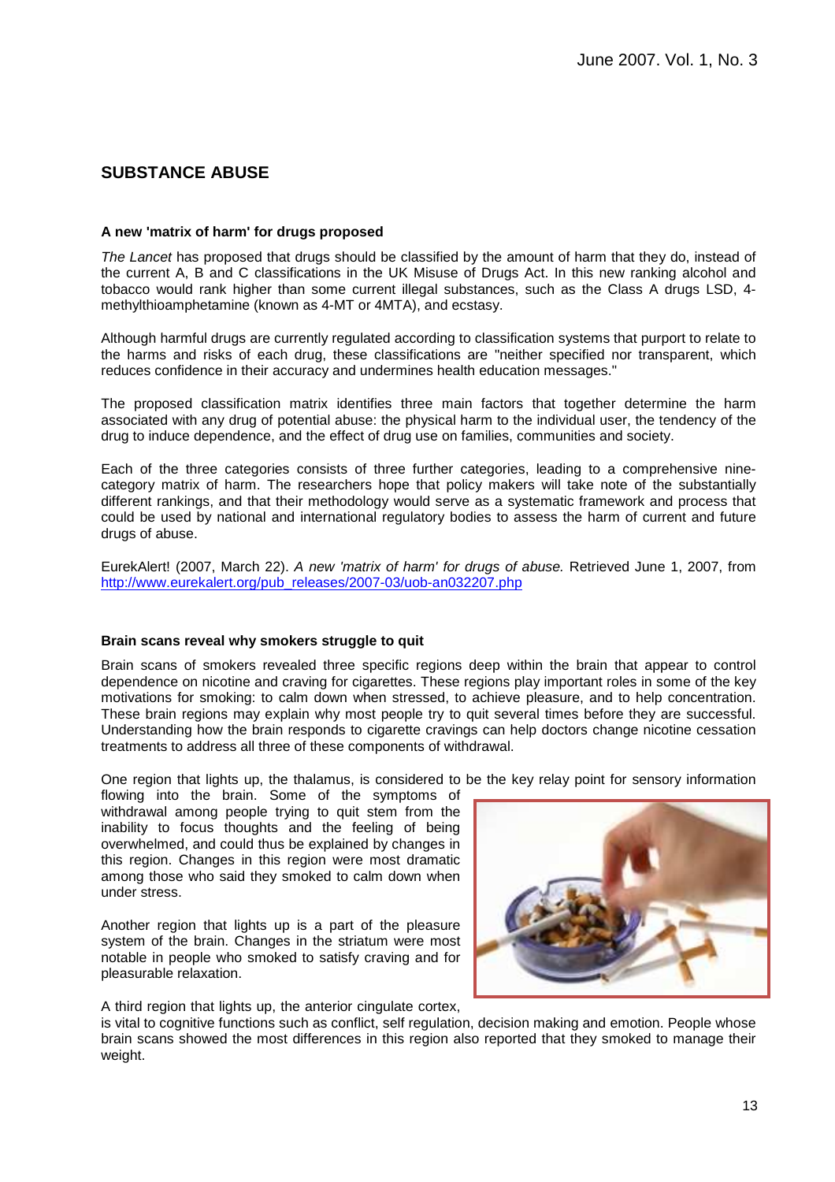## SUBSTANCE ABUSE

### A new 'matrix of harm' for drugs proposed

*The Lancet* has proposed that drugs should be classified by the amount of harm that they do, instead of the current A, B and C classifications in the UK Misuse of Drugs Act. In this new ranking alcohol and tobacco would rank higher than some current illegal substances, such as the Class A drugs LSD, 4-methylthioamphetamine (known as 4-MT or 4MTA), and ecstasy.

Although harmful drugs are currently regulated according to classification systems that purport to relate to the harms and risks of each drug, these classifications are "neither specified nor transparent, which reduces confidence in their accuracy and undermines health education messages."

The proposed classification matrix identifies three main factors that together determine the harm associated with any drug of potential abuse: the physical harm to the individual user, the tendency of the drug to induce dependence, and the effect of drug use on families, communities and society.

Each of the three categories consists of three further categories, leading to a comprehensive nine-category matrix of harm. The researchers hope that policy makers will take note of the substantially different rankings, and that their methodology would serve as a systematic framework and process that could be used by national and international regulatory bodies to assess the harm of current and future drugs of abuse.

EurekAlert! (2007, March 22). *A new 'matrix of harm' for drugs of abuse.* Retrieved June 1, 2007, from http://www.eurekalert.org/pub_releases/2007-03/uob-an032207.php

### Brain scans reveal why smokers struggle to quit

Brain scans of smokers revealed three specific regions deep within the brain that appear to control dependence on nicotine and craving for cigarettes. These regions play important roles in some of the key motivations for smoking: to calm down when stressed, to achieve pleasure, and to help concentration. These brain regions may explain why most people try to quit several times before they are successful. Understanding how the brain responds to cigarette cravings can help doctors change nicotine cessation treatments to address all three of these components of withdrawal.

One region that lights up, the thalamus, is considered to be the key relay point for sensory information flowing into the brain. Some of the symptoms of withdrawal among people trying to quit stem from the inability to focus thoughts and the feeling of being overwhelmed, and could thus be explained by changes in this region. Changes in this region were most dramatic among those who said they smoked to calm down when under stress.

Another region that lights up is a part of the pleasure system of the brain. Changes in the striatum were most notable in people who smoked to satisfy craving and for pleasurable relaxation.

A third region that lights up, the anterior cingulate cortex, is vital to cognitive functions such as conflict, self regulation, decision making and emotion. People whose brain scans showed the most differences in this region also reported that they smoked to manage their weight.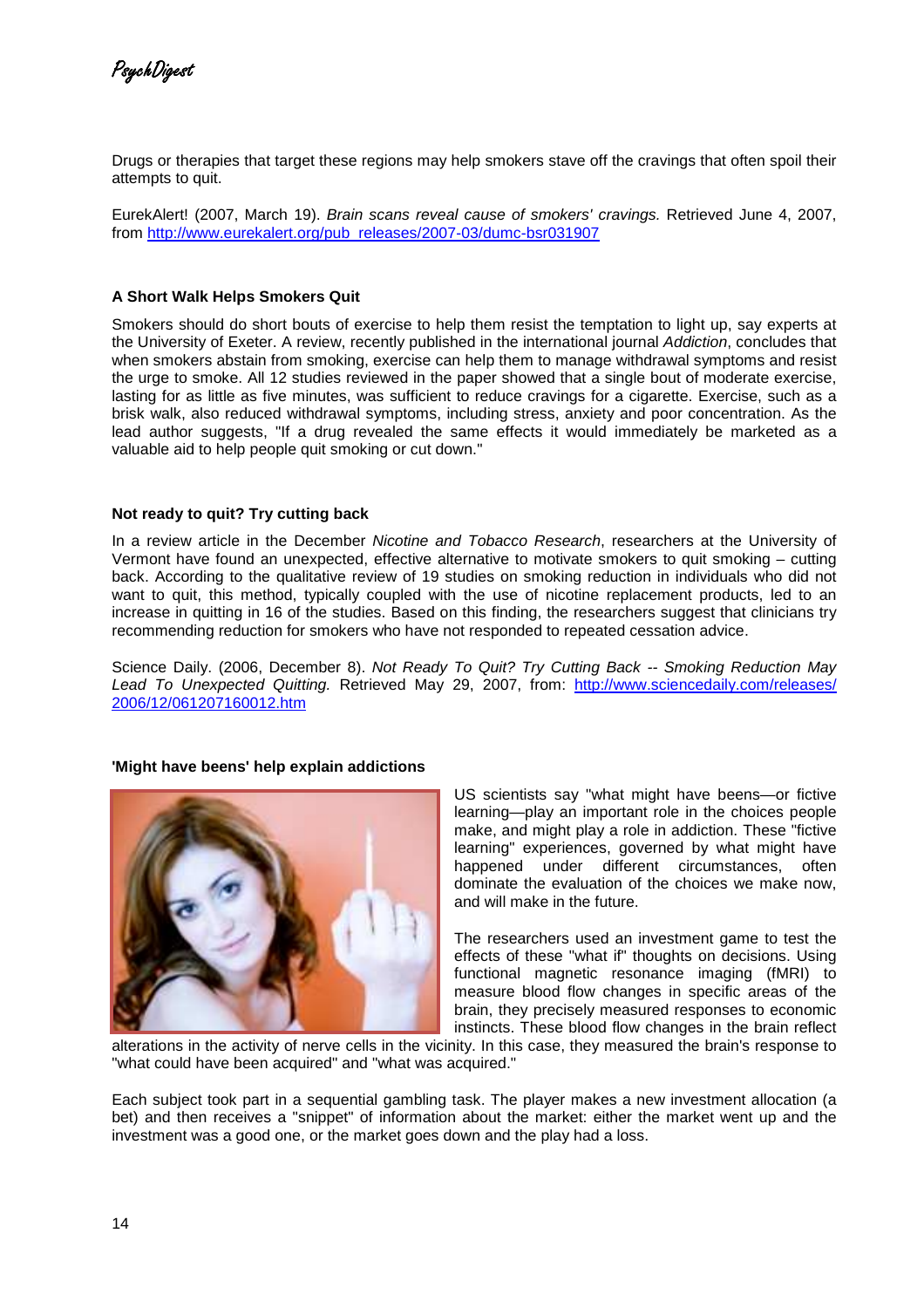Drugs or therapies that target these regions may help smokers stave off the cravings that often spoil their attempts to quit.

EurekAlert! (2007, March 19). *Brain scans reveal cause of smokers' cravings.* Retrieved June 4, 2007, from http://www.eurekalert.org/pub_releases/2007-03/dumc-bsr031907

**A Short Walk Helps Smokers Quit**

Smokers should do short bouts of exercise to help them resist the temptation to light up, say experts at the University of Exeter. A review, recently published in the international journal *Addiction*, concludes that when smokers abstain from smoking, exercise can help them to manage withdrawal symptoms and resist the urge to smoke. All 12 studies reviewed in the paper showed that a single bout of moderate exercise, lasting for as little as five minutes, was sufficient to reduce cravings for a cigarette. Exercise, such as a brisk walk, also reduced withdrawal symptoms, including stress, anxiety and poor concentration. As the lead author suggests, "If a drug revealed the same effects it would immediately be marketed as a valuable aid to help people quit smoking or cut down."

**Not ready to quit? Try cutting back**

In a review article in the December *Nicotine and Tobacco Research*, researchers at the University of Vermont have found an unexpected, effective alternative to motivate smokers to quit smoking – cutting back. According to the qualitative review of 19 studies on smoking reduction in individuals who did not want to quit, this method, typically coupled with the use of nicotine replacement products, led to an increase in quitting in 16 of the studies. Based on this finding, the researchers suggest that clinicians try recommending reduction for smokers who have not responded to repeated cessation advice.

Science Daily. (2006, December 8). *Not Ready To Quit? Try Cutting Back -- Smoking Reduction May Lead To Unexpected Quitting.* Retrieved May 29, 2007, from: http://www.sciencedaily.com/releases/2006/12/061207160012.htm

**'Might have beens' help explain addictions**

US scientists say "what might have beens—or fictive learning—play an important role in the choices people make, and might play a role in addiction. These "fictive learning" experiences, governed by what might have happened under different circumstances, often dominate the evaluation of the choices we make now, and will make in the future.

The researchers used an investment game to test the effects of these "what if" thoughts on decisions. Using functional magnetic resonance imaging (fMRI) to measure blood flow changes in specific areas of the brain, they precisely measured responses to economic instincts. These blood flow changes in the brain reflect alterations in the activity of nerve cells in the vicinity. In this case, they measured the brain's response to "what could have been acquired" and "what was acquired."

Each subject took part in a sequential gambling task. The player makes a new investment allocation (a bet) and then receives a "snippet" of information about the market: either the market went up and the investment was a good one, or the market goes down and the play had a loss.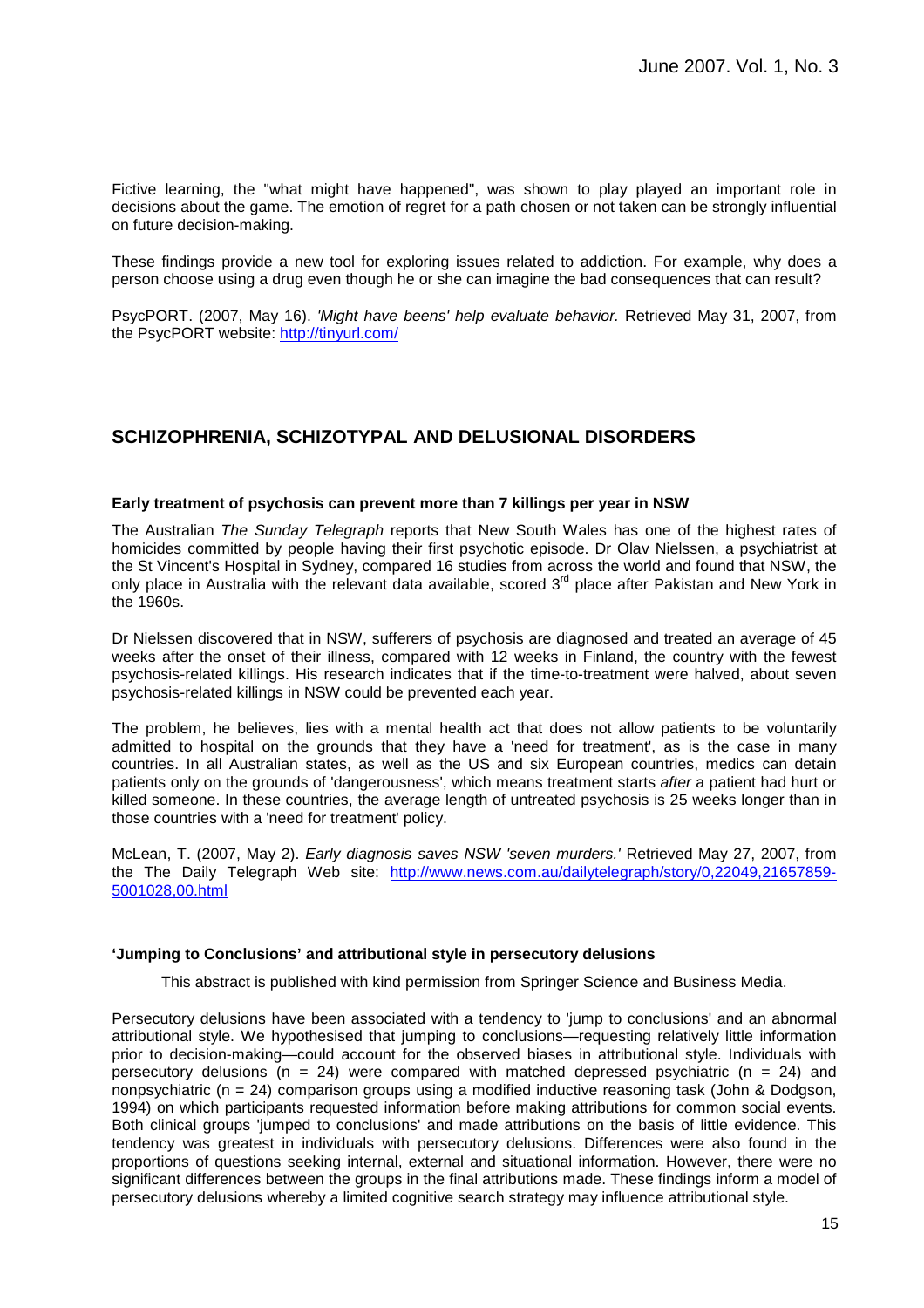Fictive learning, the "what might have happened", was shown to play played an important role in decisions about the game. The emotion of regret for a path chosen or not taken can be strongly influential on future decision-making.

These findings provide a new tool for exploring issues related to addiction. For example, why does a person choose using a drug even though he or she can imagine the bad consequences that can result?

PsycPORT. (2007, May 16). *'Might have beens' help evaluate behavior.* Retrieved May 31, 2007, from the PsycPORT website: http://tinyurl.com/

## SCHIZOPHRENIA, SCHIZOTYPAL AND DELUSIONAL DISORDERS

### Early treatment of psychosis can prevent more than 7 killings per year in NSW

The Australian *The Sunday Telegraph* reports that New South Wales has one of the highest rates of homicides committed by people having their first psychotic episode. Dr Olav Nielssen, a psychiatrist at the St Vincent's Hospital in Sydney, compared 16 studies from across the world and found that NSW, the only place in Australia with the relevant data available, scored 3rd place after Pakistan and New York in the 1960s.

Dr Nielssen discovered that in NSW, sufferers of psychosis are diagnosed and treated an average of 45 weeks after the onset of their illness, compared with 12 weeks in Finland, the country with the fewest psychosis-related killings. His research indicates that if the time-to-treatment were halved, about seven psychosis-related killings in NSW could be prevented each year.

The problem, he believes, lies with a mental health act that does not allow patients to be voluntarily admitted to hospital on the grounds that they have a 'need for treatment', as is the case in many countries. In all Australian states, as well as the US and six European countries, medics can detain patients only on the grounds of 'dangerousness', which means treatment starts *after* a patient had hurt or killed someone. In these countries, the average length of untreated psychosis is 25 weeks longer than in those countries with a 'need for treatment' policy.

McLean, T. (2007, May 2). *Early diagnosis saves NSW 'seven murders.'* Retrieved May 27, 2007, from the The Daily Telegraph Web site: http://www.news.com.au/dailytelegraph/story/0,22049,21657859-5001028,00.html

### 'Jumping to Conclusions' and attributional style in persecutory delusions

This abstract is published with kind permission from Springer Science and Business Media.

Persecutory delusions have been associated with a tendency to 'jump to conclusions' and an abnormal attributional style. We hypothesised that jumping to conclusions—requesting relatively little information prior to decision-making—could account for the observed biases in attributional style. Individuals with persecutory delusions ($n = 24$) were compared with matched depressed psychiatric ($n = 24$) and nonpsychiatric ($n = 24$) comparison groups using a modified inductive reasoning task (John & Dodgson, 1994) on which participants requested information before making attributions for common social events. Both clinical groups 'jumped to conclusions' and made attributions on the basis of little evidence. This tendency was greatest in individuals with persecutory delusions. Differences were also found in the proportions of questions seeking internal, external and situational information. However, there were no significant differences between the groups in the final attributions made. These findings inform a model of persecutory delusions whereby a limited cognitive search strategy may influence attributional style.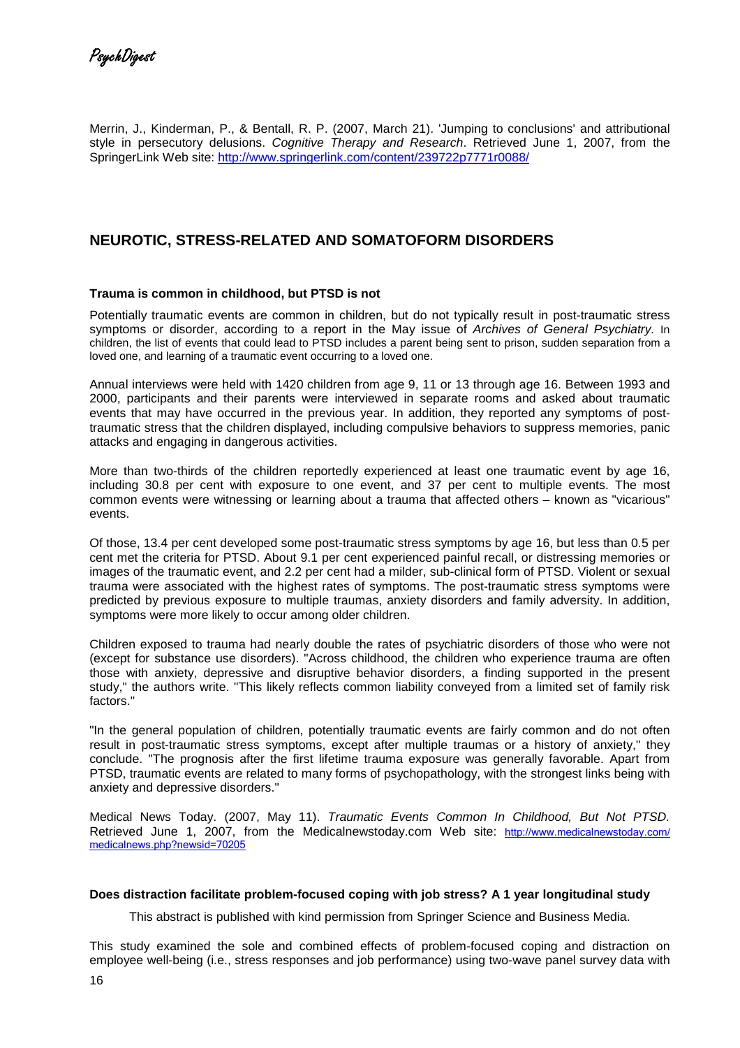Merrin, J., Kinderman, P., & Bentall, R. P. (2007, March 21). 'Jumping to conclusions' and attributional style in persecutory delusions. *Cognitive Therapy and Research*. Retrieved June 1, 2007, from the SpringerLink Web site: http://www.springerlink.com/content/239722p7771r0088/

## NEUROTIC, STRESS-RELATED AND SOMATOFORM DISORDERS

### Trauma is common in childhood, but PTSD is not

Potentially traumatic events are common in children, but do not typically result in post-traumatic stress symptoms or disorder, according to a report in the May issue of *Archives of General Psychiatry.* In children, the list of events that could lead to PTSD includes a parent being sent to prison, sudden separation from a loved one, and learning of a traumatic event occurring to a loved one.

Annual interviews were held with 1420 children from age 9, 11 or 13 through age 16. Between 1993 and 2000, participants and their parents were interviewed in separate rooms and asked about traumatic events that may have occurred in the previous year. In addition, they reported any symptoms of post-traumatic stress that the children displayed, including compulsive behaviors to suppress memories, panic attacks and engaging in dangerous activities.

More than two-thirds of the children reportedly experienced at least one traumatic event by age 16, including 30.8 per cent with exposure to one event, and 37 per cent to multiple events. The most common events were witnessing or learning about a trauma that affected others – known as "vicarious" events.

Of those, 13.4 per cent developed some post-traumatic stress symptoms by age 16, but less than 0.5 per cent met the criteria for PTSD. About 9.1 per cent experienced painful recall, or distressing memories or images of the traumatic event, and 2.2 per cent had a milder, sub-clinical form of PTSD. Violent or sexual trauma were associated with the highest rates of symptoms. The post-traumatic stress symptoms were predicted by previous exposure to multiple traumas, anxiety disorders and family adversity. In addition, symptoms were more likely to occur among older children.

Children exposed to trauma had nearly double the rates of psychiatric disorders of those who were not (except for substance use disorders). "Across childhood, the children who experience trauma are often those with anxiety, depressive and disruptive behavior disorders, a finding supported in the present study," the authors write. "This likely reflects common liability conveyed from a limited set of family risk factors."

"In the general population of children, potentially traumatic events are fairly common and do not often result in post-traumatic stress symptoms, except after multiple traumas or a history of anxiety," they conclude. "The prognosis after the first lifetime trauma exposure was generally favorable. Apart from PTSD, traumatic events are related to many forms of psychopathology, with the strongest links being with anxiety and depressive disorders."

Medical News Today. (2007, May 11). *Traumatic Events Common In Childhood, But Not PTSD.* Retrieved June 1, 2007, from the Medicalnewstoday.com Web site: http://www.medicalnewstoday.com/medicalnews.php?newsid=70205

### Does distraction facilitate problem-focused coping with job stress? A 1 year longitudinal study

This abstract is published with kind permission from Springer Science and Business Media.

This study examined the sole and combined effects of problem-focused coping and distraction on employee well-being (i.e., stress responses and job performance) using two-wave panel survey data with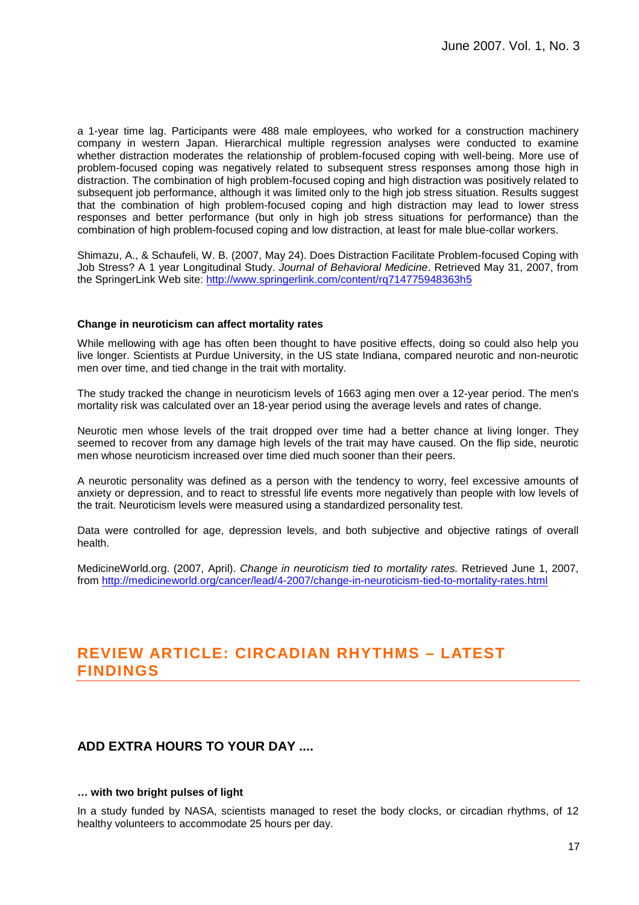a 1-year time lag. Participants were 488 male employees, who worked for a construction machinery company in western Japan. Hierarchical multiple regression analyses were conducted to examine whether distraction moderates the relationship of problem-focused coping with well-being. More use of problem-focused coping was negatively related to subsequent stress responses among those high in distraction. The combination of high problem-focused coping and high distraction was positively related to subsequent job performance, although it was limited only to the high job stress situation. Results suggest that the combination of high problem-focused coping and high distraction may lead to lower stress responses and better performance (but only in high job stress situations for performance) than the combination of high problem-focused coping and low distraction, at least for male blue-collar workers.

Shimazu, A., & Schaufeli, W. B. (2007, May 24). Does Distraction Facilitate Problem-focused Coping with Job Stress? A 1 year Longitudinal Study. *Journal of Behavioral Medicine*. Retrieved May 31, 2007, from the SpringerLink Web site: http://www.springerlink.com/content/rq714775948363h5

**Change in neuroticism can affect mortality rates**

While mellowing with age has often been thought to have positive effects, doing so could also help you live longer. Scientists at Purdue University, in the US state Indiana, compared neurotic and non-neurotic men over time, and tied change in the trait with mortality.

The study tracked the change in neuroticism levels of 1663 aging men over a 12-year period. The men's mortality risk was calculated over an 18-year period using the average levels and rates of change.

Neurotic men whose levels of the trait dropped over time had a better chance at living longer. They seemed to recover from any damage high levels of the trait may have caused. On the flip side, neurotic men whose neuroticism increased over time died much sooner than their peers.

A neurotic personality was defined as a person with the tendency to worry, feel excessive amounts of anxiety or depression, and to react to stressful life events more negatively than people with low levels of the trait. Neuroticism levels were measured using a standardized personality test.

Data were controlled for age, depression levels, and both subjective and objective ratings of overall health.

MedicineWorld.org. (2007, April). *Change in neuroticism tied to mortality rates.* Retrieved June 1, 2007, from http://medicineworld.org/cancer/lead/4-2007/change-in-neuroticism-tied-to-mortality-rates.html

# REVIEW ARTICLE: CIRCADIAN RHYTHMS – LATEST FINDINGS

## ADD EXTRA HOURS TO YOUR DAY ....

**… with two bright pulses of light**

In a study funded by NASA, scientists managed to reset the body clocks, or circadian rhythms, of 12 healthy volunteers to accommodate 25 hours per day.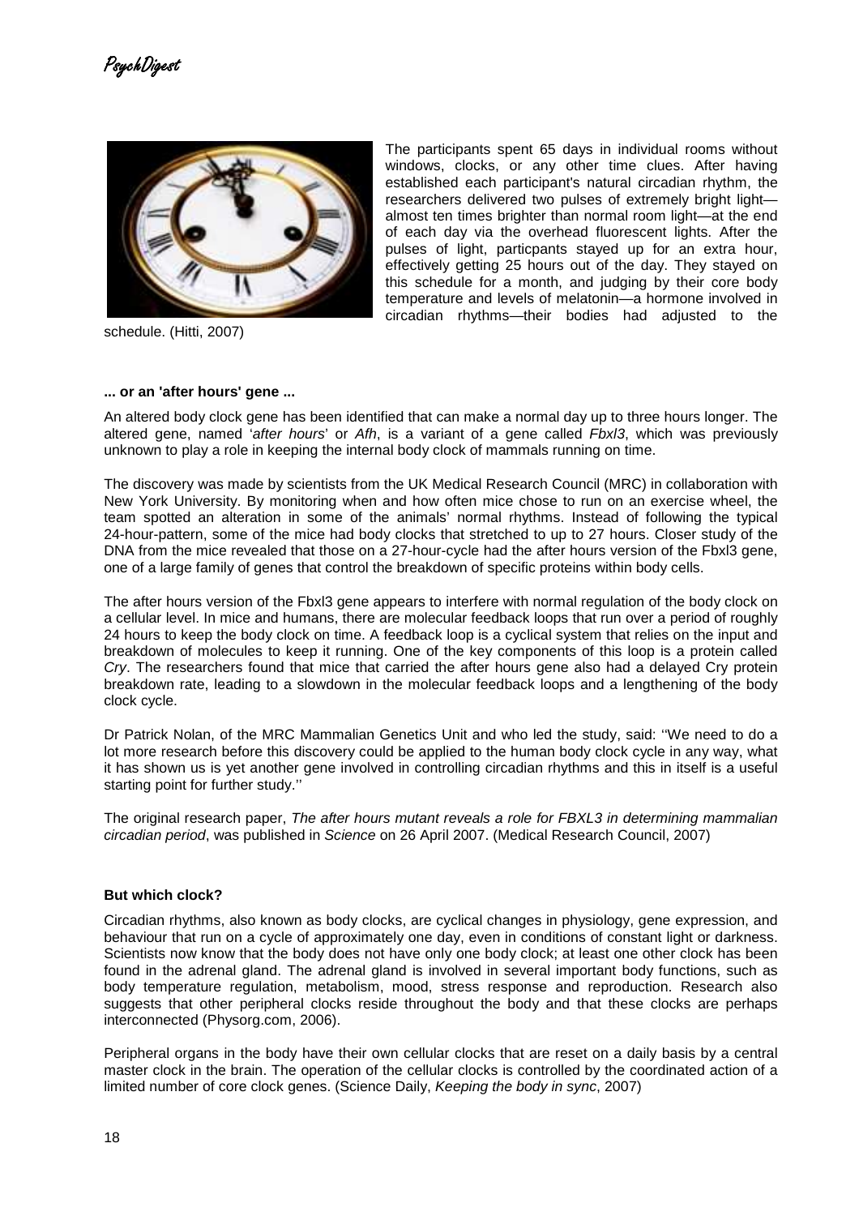The participants spent 65 days in individual rooms without windows, clocks, or any other time clues. After having established each participant's natural circadian rhythm, the researchers delivered two pulses of extremely bright light—almost ten times brighter than normal room light—at the end of each day via the overhead fluorescent lights. After the pulses of light, particpants stayed up for an extra hour, effectively getting 25 hours out of the day. They stayed on this schedule for a month, and judging by their core body temperature and levels of melatonin—a hormone involved in circadian rhythms—their bodies had adjusted to the schedule. (Hitti, 2007)

**... or an 'after hours' gene ...**

An altered body clock gene has been identified that can make a normal day up to three hours longer. The altered gene, named '*after hours*' or *Afh*, is a variant of a gene called *Fbxl3*, which was previously unknown to play a role in keeping the internal body clock of mammals running on time.

The discovery was made by scientists from the UK Medical Research Council (MRC) in collaboration with New York University. By monitoring when and how often mice chose to run on an exercise wheel, the team spotted an alteration in some of the animals' normal rhythms. Instead of following the typical 24-hour-pattern, some of the mice had body clocks that stretched to up to 27 hours. Closer study of the DNA from the mice revealed that those on a 27-hour-cycle had the after hours version of the Fbxl3 gene, one of a large family of genes that control the breakdown of specific proteins within body cells.

The after hours version of the Fbxl3 gene appears to interfere with normal regulation of the body clock on a cellular level. In mice and humans, there are molecular feedback loops that run over a period of roughly 24 hours to keep the body clock on time. A feedback loop is a cyclical system that relies on the input and breakdown of molecules to keep it running. One of the key components of this loop is a protein called *Cry*. The researchers found that mice that carried the after hours gene also had a delayed Cry protein breakdown rate, leading to a slowdown in the molecular feedback loops and a lengthening of the body clock cycle.

Dr Patrick Nolan, of the MRC Mammalian Genetics Unit and who led the study, said: ''We need to do a lot more research before this discovery could be applied to the human body clock cycle in any way, what it has shown us is yet another gene involved in controlling circadian rhythms and this in itself is a useful starting point for further study.''

The original research paper, *The after hours mutant reveals a role for FBXL3 in determining mammalian circadian period*, was published in *Science* on 26 April 2007. (Medical Research Council, 2007)

**But which clock?**

Circadian rhythms, also known as body clocks, are cyclical changes in physiology, gene expression, and behaviour that run on a cycle of approximately one day, even in conditions of constant light or darkness. Scientists now know that the body does not have only one body clock; at least one other clock has been found in the adrenal gland. The adrenal gland is involved in several important body functions, such as body temperature regulation, metabolism, mood, stress response and reproduction. Research also suggests that other peripheral clocks reside throughout the body and that these clocks are perhaps interconnected (Physorg.com, 2006).

Peripheral organs in the body have their own cellular clocks that are reset on a daily basis by a central master clock in the brain. The operation of the cellular clocks is controlled by the coordinated action of a limited number of core clock genes. (Science Daily, *Keeping the body in sync*, 2007)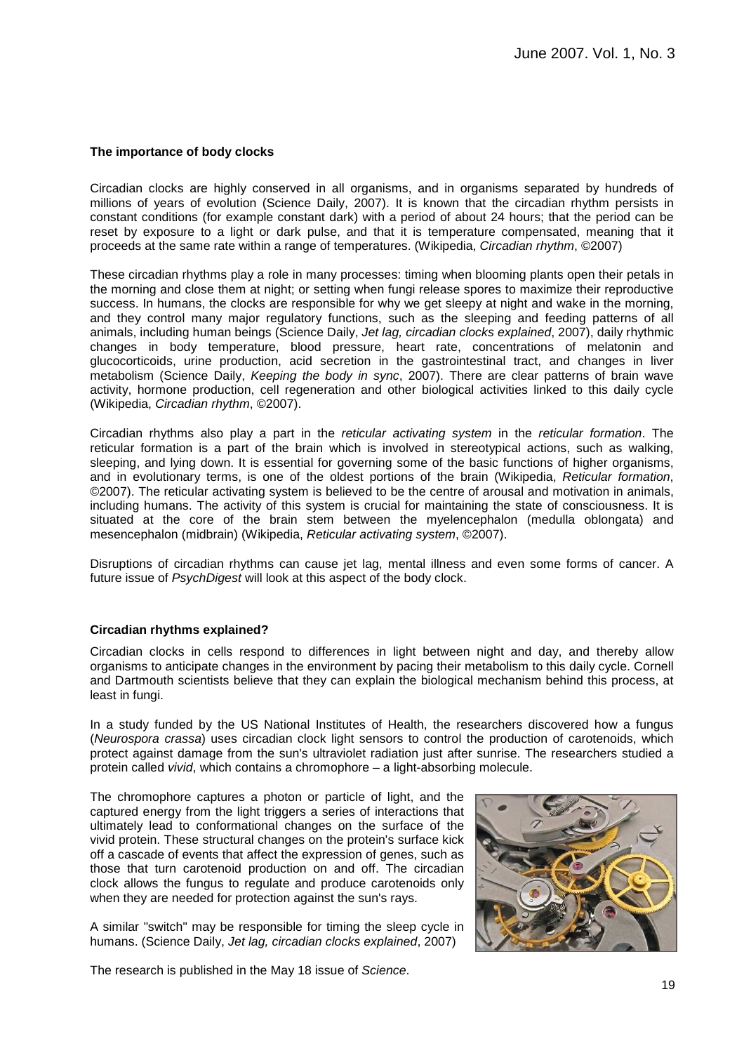## The importance of body clocks

Circadian clocks are highly conserved in all organisms, and in organisms separated by hundreds of millions of years of evolution (Science Daily, 2007). It is known that the circadian rhythm persists in constant conditions (for example constant dark) with a period of about 24 hours; that the period can be reset by exposure to a light or dark pulse, and that it is temperature compensated, meaning that it proceeds at the same rate within a range of temperatures. (Wikipedia, *Circadian rhythm*, ©2007)

These circadian rhythms play a role in many processes: timing when blooming plants open their petals in the morning and close them at night; or setting when fungi release spores to maximize their reproductive success. In humans, the clocks are responsible for why we get sleepy at night and wake in the morning, and they control many major regulatory functions, such as the sleeping and feeding patterns of all animals, including human beings (Science Daily, *Jet lag, circadian clocks explained*, 2007), daily rhythmic changes in body temperature, blood pressure, heart rate, concentrations of melatonin and glucocorticoids, urine production, acid secretion in the gastrointestinal tract, and changes in liver metabolism (Science Daily, *Keeping the body in sync*, 2007). There are clear patterns of brain wave activity, hormone production, cell regeneration and other biological activities linked to this daily cycle (Wikipedia, *Circadian rhythm*, ©2007).

Circadian rhythms also play a part in the *reticular activating system* in the *reticular formation*. The reticular formation is a part of the brain which is involved in stereotypical actions, such as walking, sleeping, and lying down. It is essential for governing some of the basic functions of higher organisms, and in evolutionary terms, is one of the oldest portions of the brain (Wikipedia, *Reticular formation*, ©2007). The reticular activating system is believed to be the centre of arousal and motivation in animals, including humans. The activity of this system is crucial for maintaining the state of consciousness. It is situated at the core of the brain stem between the myelencephalon (medulla oblongata) and mesencephalon (midbrain) (Wikipedia, *Reticular activating system*, ©2007).

Disruptions of circadian rhythms can cause jet lag, mental illness and even some forms of cancer. A future issue of *PsychDigest* will look at this aspect of the body clock.

## Circadian rhythms explained?

Circadian clocks in cells respond to differences in light between night and day, and thereby allow organisms to anticipate changes in the environment by pacing their metabolism to this daily cycle. Cornell and Dartmouth scientists believe that they can explain the biological mechanism behind this process, at least in fungi.

In a study funded by the US National Institutes of Health, the researchers discovered how a fungus (*Neurospora crassa*) uses circadian clock light sensors to control the production of carotenoids, which protect against damage from the sun's ultraviolet radiation just after sunrise. The researchers studied a protein called *vivid*, which contains a chromophore – a light-absorbing molecule.

The chromophore captures a photon or particle of light, and the captured energy from the light triggers a series of interactions that ultimately lead to conformational changes on the surface of the vivid protein. These structural changes on the protein's surface kick off a cascade of events that affect the expression of genes, such as those that turn carotenoid production on and off. The circadian clock allows the fungus to regulate and produce carotenoids only when they are needed for protection against the sun's rays.

A similar "switch" may be responsible for timing the sleep cycle in humans. (Science Daily, *Jet lag, circadian clocks explained*, 2007)

The research is published in the May 18 issue of *Science*.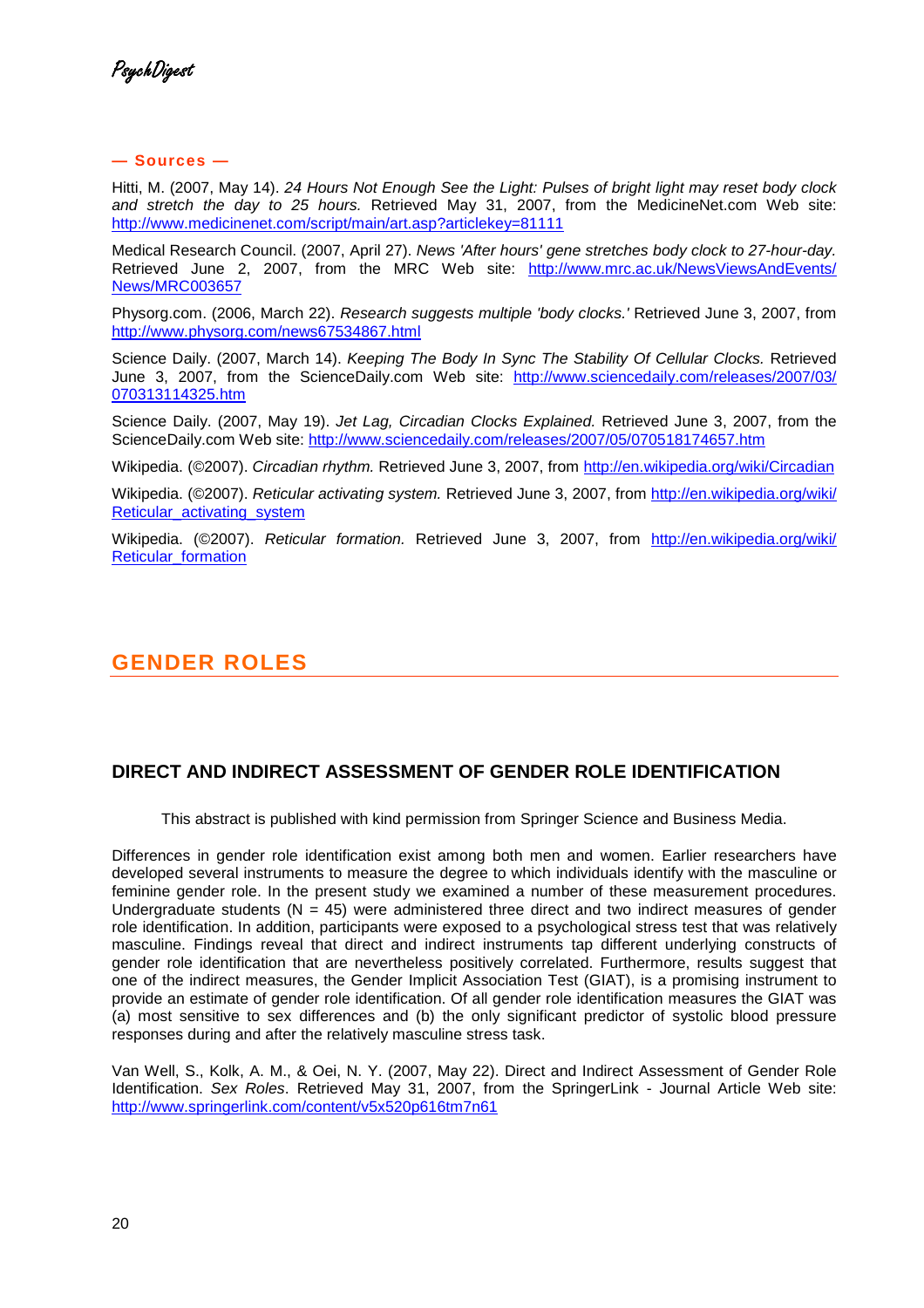**— Sources —**

Hitti, M. (2007, May 14). *24 Hours Not Enough See the Light: Pulses of bright light may reset body clock and stretch the day to 25 hours.* Retrieved May 31, 2007, from the MedicineNet.com Web site: http://www.medicinenet.com/script/main/art.asp?articlekey=81111

Medical Research Council. (2007, April 27). *News 'After hours' gene stretches body clock to 27-hour-day.* Retrieved June 2, 2007, from the MRC Web site: http://www.mrc.ac.uk/NewsViewsAndEvents/News/MRC003657

Physorg.com. (2006, March 22). *Research suggests multiple 'body clocks.'* Retrieved June 3, 2007, from http://www.physorg.com/news67534867.html

Science Daily. (2007, March 14). *Keeping The Body In Sync The Stability Of Cellular Clocks.* Retrieved June 3, 2007, from the ScienceDaily.com Web site: http://www.sciencedaily.com/releases/2007/03/070313114325.htm

Science Daily. (2007, May 19). *Jet Lag, Circadian Clocks Explained.* Retrieved June 3, 2007, from the ScienceDaily.com Web site: http://www.sciencedaily.com/releases/2007/05/070518174657.htm

Wikipedia. (©2007). *Circadian rhythm.* Retrieved June 3, 2007, from http://en.wikipedia.org/wiki/Circadian

Wikipedia. (©2007). *Reticular activating system.* Retrieved June 3, 2007, from http://en.wikipedia.org/wiki/Reticular_activating_system

Wikipedia. (©2007). *Reticular formation.* Retrieved June 3, 2007, from http://en.wikipedia.org/wiki/Reticular_formation

# GENDER ROLES

## DIRECT AND INDIRECT ASSESSMENT OF GENDER ROLE IDENTIFICATION

This abstract is published with kind permission from Springer Science and Business Media.

Differences in gender role identification exist among both men and women. Earlier researchers have developed several instruments to measure the degree to which individuals identify with the masculine or feminine gender role. In the present study we examined a number of these measurement procedures. Undergraduate students ($N = 45$) were administered three direct and two indirect measures of gender role identification. In addition, participants were exposed to a psychological stress test that was relatively masculine. Findings reveal that direct and indirect instruments tap different underlying constructs of gender role identification that are nevertheless positively correlated. Furthermore, results suggest that one of the indirect measures, the Gender Implicit Association Test (GIAT), is a promising instrument to provide an estimate of gender role identification. Of all gender role identification measures the GIAT was (a) most sensitive to sex differences and (b) the only significant predictor of systolic blood pressure responses during and after the relatively masculine stress task.

Van Well, S., Kolk, A. M., & Oei, N. Y. (2007, May 22). Direct and Indirect Assessment of Gender Role Identification. *Sex Roles*. Retrieved May 31, 2007, from the SpringerLink - Journal Article Web site: http://www.springerlink.com/content/v5x520p616tm7n61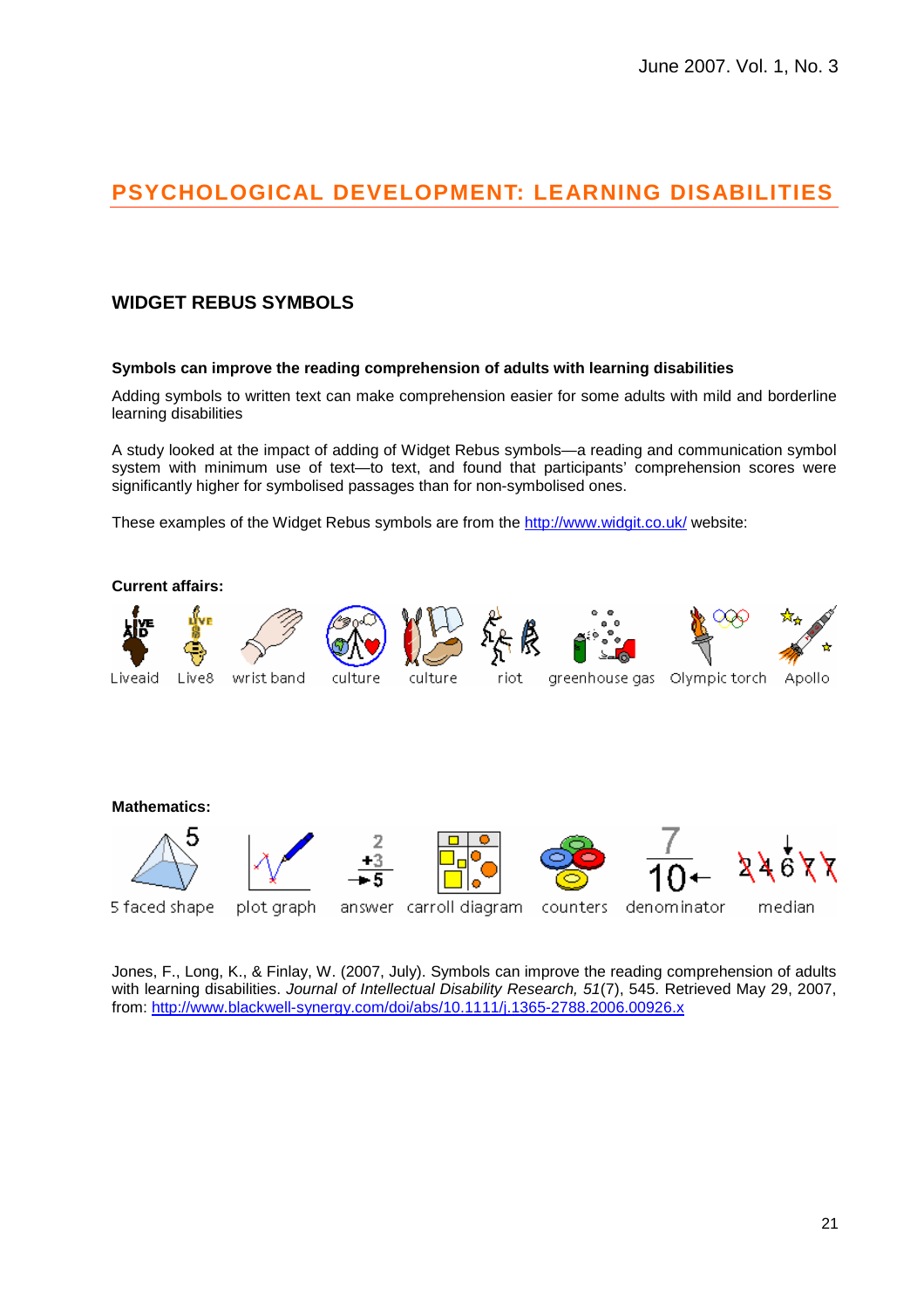# PSYCHOLOGICAL DEVELOPMENT: LEARNING DISABILITIES

## WIDGET REBUS SYMBOLS

**Symbols can improve the reading comprehension of adults with learning disabilities**

Adding symbols to written text can make comprehension easier for some adults with mild and borderline learning disabilities

A study looked at the impact of adding of Widget Rebus symbols—a reading and communication symbol system with minimum use of text—to text, and found that participants' comprehension scores were significantly higher for symbolised passages than for non-symbolised ones.

These examples of the Widget Rebus symbols are from the http://www.widgit.co.uk/ website:

**Current affairs:**

Liveaid  Live8  wrist band  culture  culture  riot  greenhouse gas  Olympic torch  Apollo

**Mathematics:**

5 faced shape  plot graph  answer  carroll diagram  counters  denominator  median

Jones, F., Long, K., & Finlay, W. (2007, July). Symbols can improve the reading comprehension of adults with learning disabilities. *Journal of Intellectual Disability Research, 51*(7), 545. Retrieved May 29, 2007, from: http://www.blackwell-synergy.com/doi/abs/10.1111/j.1365-2788.2006.00926.x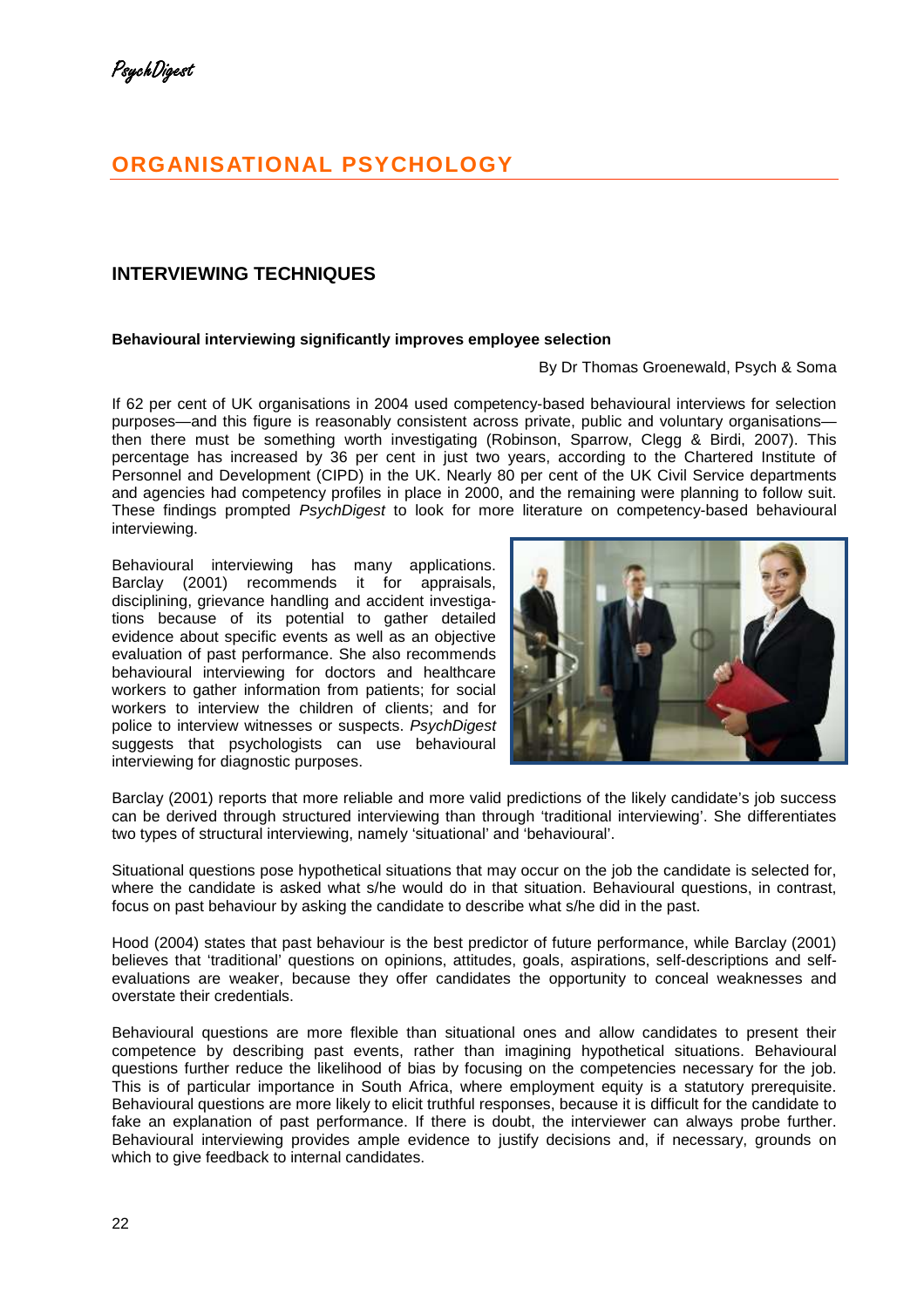# ORGANISATIONAL PSYCHOLOGY

## INTERVIEWING TECHNIQUES

**Behavioural interviewing significantly improves employee selection**

By Dr Thomas Groenewald, Psych & Soma

If 62 per cent of UK organisations in 2004 used competency-based behavioural interviews for selection purposes—and this figure is reasonably consistent across private, public and voluntary organisations—then there must be something worth investigating (Robinson, Sparrow, Clegg & Birdi, 2007). This percentage has increased by 36 per cent in just two years, according to the Chartered Institute of Personnel and Development (CIPD) in the UK. Nearly 80 per cent of the UK Civil Service departments and agencies had competency profiles in place in 2000, and the remaining were planning to follow suit. These findings prompted *PsychDigest* to look for more literature on competency-based behavioural interviewing.

Behavioural interviewing has many applications. Barclay (2001) recommends it for appraisals, disciplining, grievance handling and accident investigations because of its potential to gather detailed evidence about specific events as well as an objective evaluation of past performance. She also recommends behavioural interviewing for doctors and healthcare workers to gather information from patients; for social workers to interview the children of clients; and for police to interview witnesses or suspects. *PsychDigest* suggests that psychologists can use behavioural interviewing for diagnostic purposes.

Barclay (2001) reports that more reliable and more valid predictions of the likely candidate's job success can be derived through structured interviewing than through 'traditional interviewing'. She differentiates two types of structural interviewing, namely 'situational' and 'behavioural'.

Situational questions pose hypothetical situations that may occur on the job the candidate is selected for, where the candidate is asked what s/he would do in that situation. Behavioural questions, in contrast, focus on past behaviour by asking the candidate to describe what s/he did in the past.

Hood (2004) states that past behaviour is the best predictor of future performance, while Barclay (2001) believes that 'traditional' questions on opinions, attitudes, goals, aspirations, self-descriptions and self-evaluations are weaker, because they offer candidates the opportunity to conceal weaknesses and overstate their credentials.

Behavioural questions are more flexible than situational ones and allow candidates to present their competence by describing past events, rather than imagining hypothetical situations. Behavioural questions further reduce the likelihood of bias by focusing on the competencies necessary for the job. This is of particular importance in South Africa, where employment equity is a statutory prerequisite. Behavioural questions are more likely to elicit truthful responses, because it is difficult for the candidate to fake an explanation of past performance. If there is doubt, the interviewer can always probe further. Behavioural interviewing provides ample evidence to justify decisions and, if necessary, grounds on which to give feedback to internal candidates.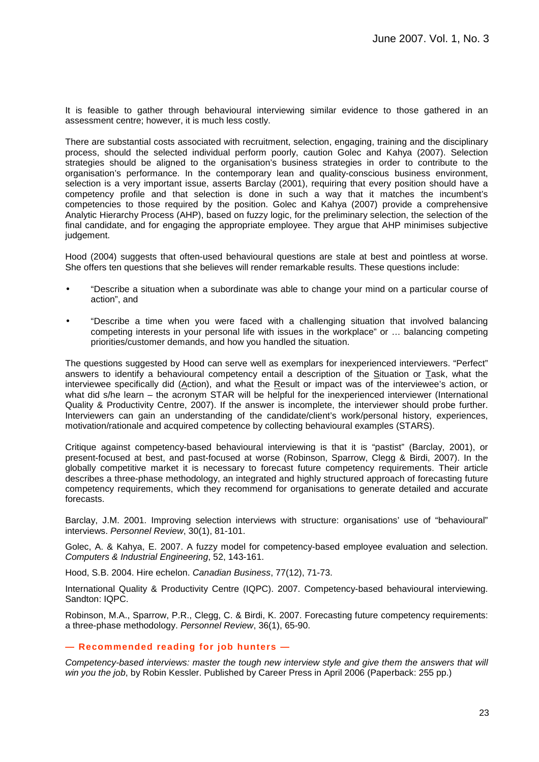It is feasible to gather through behavioural interviewing similar evidence to those gathered in an assessment centre; however, it is much less costly.

There are substantial costs associated with recruitment, selection, engaging, training and the disciplinary process, should the selected individual perform poorly, caution Golec and Kahya (2007). Selection strategies should be aligned to the organisation's business strategies in order to contribute to the organisation's performance. In the contemporary lean and quality-conscious business environment, selection is a very important issue, asserts Barclay (2001), requiring that every position should have a competency profile and that selection is done in such a way that it matches the incumbent's competencies to those required by the position. Golec and Kahya (2007) provide a comprehensive Analytic Hierarchy Process (AHP), based on fuzzy logic, for the preliminary selection, the selection of the final candidate, and for engaging the appropriate employee. They argue that AHP minimises subjective judgement.

Hood (2004) suggests that often-used behavioural questions are stale at best and pointless at worse. She offers ten questions that she believes will render remarkable results. These questions include:

- "Describe a situation when a subordinate was able to change your mind on a particular course of action", and
- "Describe a time when you were faced with a challenging situation that involved balancing competing interests in your personal life with issues in the workplace" or … balancing competing priorities/customer demands, and how you handled the situation.

The questions suggested by Hood can serve well as exemplars for inexperienced interviewers. "Perfect" answers to identify a behavioural competency entail a description of the Situation or Task, what the interviewee specifically did (Action), and what the Result or impact was of the interviewee's action, or what did s/he learn – the acronym STAR will be helpful for the inexperienced interviewer (International Quality & Productivity Centre, 2007). If the answer is incomplete, the interviewer should probe further. Interviewers can gain an understanding of the candidate/client's work/personal history, experiences, motivation/rationale and acquired competence by collecting behavioural examples (STARS).

Critique against competency-based behavioural interviewing is that it is "pastist" (Barclay, 2001), or present-focused at best, and past-focused at worse (Robinson, Sparrow, Clegg & Birdi, 2007). In the globally competitive market it is necessary to forecast future competency requirements. Their article describes a three-phase methodology, an integrated and highly structured approach of forecasting future competency requirements, which they recommend for organisations to generate detailed and accurate forecasts.

Barclay, J.M. 2001. Improving selection interviews with structure: organisations' use of "behavioural" interviews. *Personnel Review*, 30(1), 81-101.

Golec, A. & Kahya, E. 2007. A fuzzy model for competency-based employee evaluation and selection. *Computers & Industrial Engineering*, 52, 143-161.

Hood, S.B. 2004. Hire echelon. *Canadian Business*, 77(12), 71-73.

International Quality & Productivity Centre (IQPC). 2007. Competency-based behavioural interviewing. Sandton: IQPC.

Robinson, M.A., Sparrow, P.R., Clegg, C. & Birdi, K. 2007. Forecasting future competency requirements: a three-phase methodology. *Personnel Review*, 36(1), 65-90.

**— Recommended reading for job hunters —**

*Competency-based interviews: master the tough new interview style and give them the answers that will win you the job*, by Robin Kessler. Published by Career Press in April 2006 (Paperback: 255 pp.)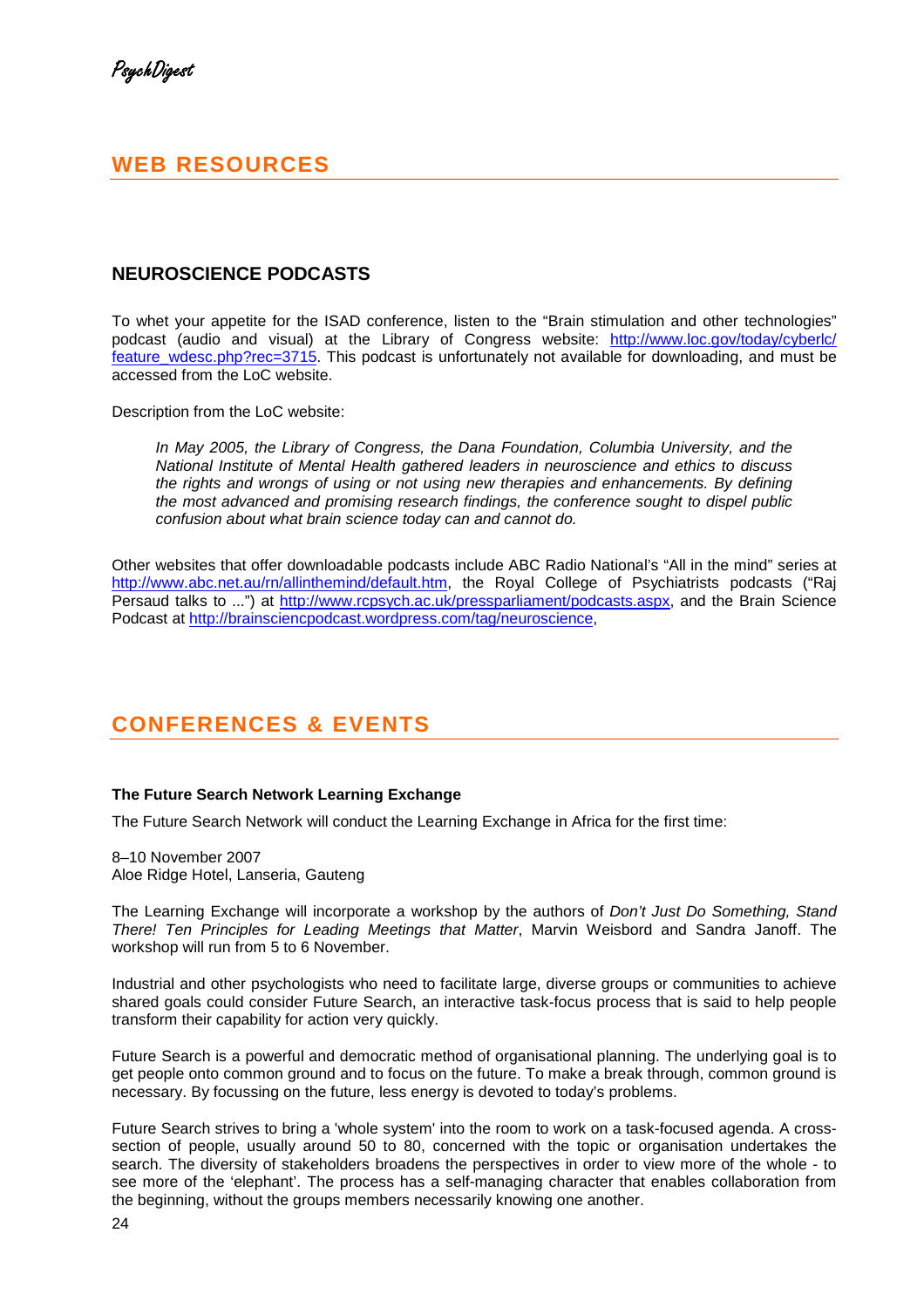## WEB RESOURCES

### NEUROSCIENCE PODCASTS

To whet your appetite for the ISAD conference, listen to the "Brain stimulation and other technologies" podcast (audio and visual) at the Library of Congress website: http://www.loc.gov/today/cyberlc/feature_wdesc.php?rec=3715. This podcast is unfortunately not available for downloading, and must be accessed from the LoC website.

Description from the LoC website:

> *In May 2005, the Library of Congress, the Dana Foundation, Columbia University, and the National Institute of Mental Health gathered leaders in neuroscience and ethics to discuss the rights and wrongs of using or not using new therapies and enhancements. By defining the most advanced and promising research findings, the conference sought to dispel public confusion about what brain science today can and cannot do.*

Other websites that offer downloadable podcasts include ABC Radio National's "All in the mind" series at http://www.abc.net.au/rn/allinthemind/default.htm, the Royal College of Psychiatrists podcasts ("Raj Persaud talks to ...") at http://www.rcpsych.ac.uk/pressparliament/podcasts.aspx, and the Brain Science Podcast at http://brainsciencpodcast.wordpress.com/tag/neuroscience,

## CONFERENCES & EVENTS

**The Future Search Network Learning Exchange**

The Future Search Network will conduct the Learning Exchange in Africa for the first time:

8–10 November 2007
Aloe Ridge Hotel, Lanseria, Gauteng

The Learning Exchange will incorporate a workshop by the authors of *Don't Just Do Something, Stand There! Ten Principles for Leading Meetings that Matter*, Marvin Weisbord and Sandra Janoff. The workshop will run from 5 to 6 November.

Industrial and other psychologists who need to facilitate large, diverse groups or communities to achieve shared goals could consider Future Search, an interactive task-focus process that is said to help people transform their capability for action very quickly.

Future Search is a powerful and democratic method of organisational planning. The underlying goal is to get people onto common ground and to focus on the future. To make a break through, common ground is necessary. By focussing on the future, less energy is devoted to today's problems.

Future Search strives to bring a 'whole system' into the room to work on a task-focused agenda. A cross-section of people, usually around 50 to 80, concerned with the topic or organisation undertakes the search. The diversity of stakeholders broadens the perspectives in order to view more of the whole - to see more of the 'elephant'. The process has a self-managing character that enables collaboration from the beginning, without the groups members necessarily knowing one another.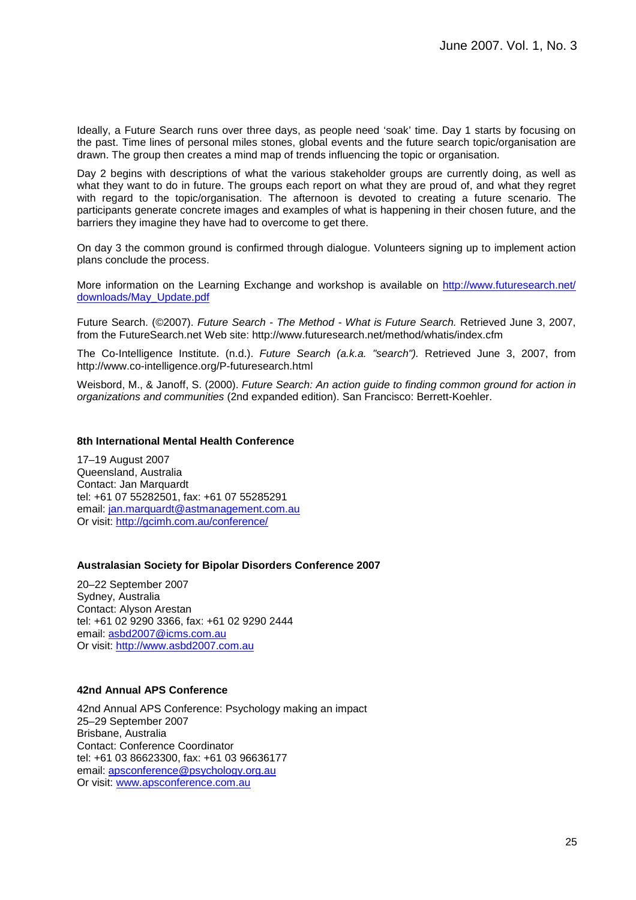Ideally, a Future Search runs over three days, as people need 'soak' time. Day 1 starts by focusing on the past. Time lines of personal miles stones, global events and the future search topic/organisation are drawn. The group then creates a mind map of trends influencing the topic or organisation.

Day 2 begins with descriptions of what the various stakeholder groups are currently doing, as well as what they want to do in future. The groups each report on what they are proud of, and what they regret with regard to the topic/organisation. The afternoon is devoted to creating a future scenario. The participants generate concrete images and examples of what is happening in their chosen future, and the barriers they imagine they have had to overcome to get there.

On day 3 the common ground is confirmed through dialogue. Volunteers signing up to implement action plans conclude the process.

More information on the Learning Exchange and workshop is available on http://www.futuresearch.net/downloads/May_Update.pdf

Future Search. (©2007). *Future Search - The Method - What is Future Search.* Retrieved June 3, 2007, from the FutureSearch.net Web site: http://www.futuresearch.net/method/whatis/index.cfm

The Co-Intelligence Institute. (n.d.). *Future Search (a.k.a. "search").* Retrieved June 3, 2007, from http://www.co-intelligence.org/P-futuresearch.html

Weisbord, M., & Janoff, S. (2000). *Future Search: An action guide to finding common ground for action in organizations and communities* (2nd expanded edition). San Francisco: Berrett-Koehler.

**8th International Mental Health Conference**

17–19 August 2007
Queensland, Australia
Contact: Jan Marquardt
tel: +61 07 55282501, fax: +61 07 55285291
email: jan.marquardt@astmanagement.com.au
Or visit: http://gcimh.com.au/conference/

**Australasian Society for Bipolar Disorders Conference 2007**

20–22 September 2007
Sydney, Australia
Contact: Alyson Arestan
tel: +61 02 9290 3366, fax: +61 02 9290 2444
email: asbd2007@icms.com.au
Or visit: http://www.asbd2007.com.au

**42nd Annual APS Conference**

42nd Annual APS Conference: Psychology making an impact
25–29 September 2007
Brisbane, Australia
Contact: Conference Coordinator
tel: +61 03 86623300, fax: +61 03 96636177
email: apsconference@psychology.org.au
Or visit: www.apsconference.com.au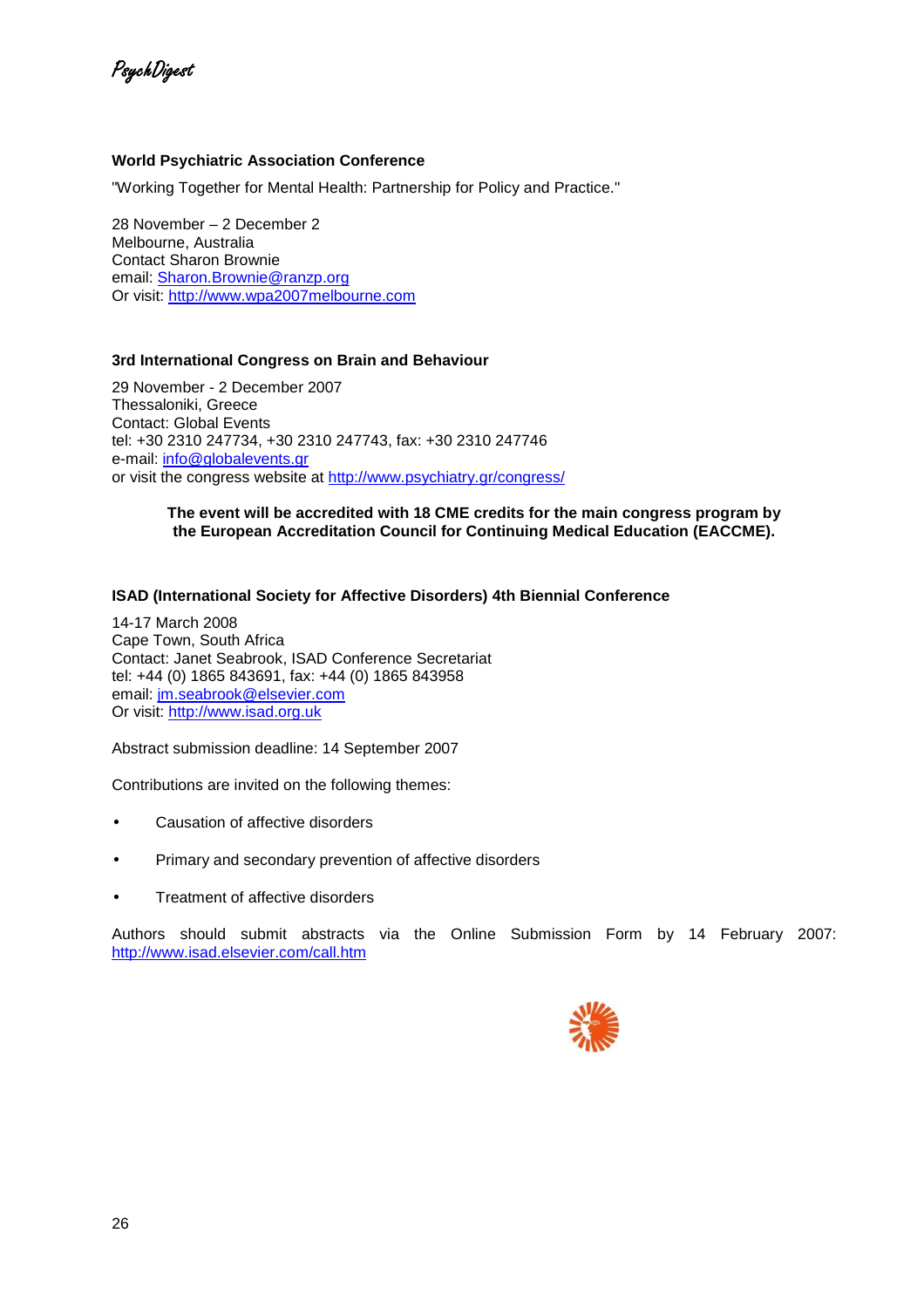### World Psychiatric Association Conference

"Working Together for Mental Health: Partnership for Policy and Practice."

28 November – 2 December 2
Melbourne, Australia
Contact Sharon Brownie
email: Sharon.Brownie@ranzp.org
Or visit: http://www.wpa2007melbourne.com

### 3rd International Congress on Brain and Behaviour

29 November - 2 December 2007
Thessaloniki, Greece
Contact: Global Events
tel: +30 2310 247734, +30 2310 247743, fax: +30 2310 247746
e-mail: info@globalevents.gr
or visit the congress website at http://www.psychiatry.gr/congress/

**The event will be accredited with 18 CME credits for the main congress program by the European Accreditation Council for Continuing Medical Education (EACCME).**

### ISAD (International Society for Affective Disorders) 4th Biennial Conference

14-17 March 2008
Cape Town, South Africa
Contact: Janet Seabrook, ISAD Conference Secretariat
tel: +44 (0) 1865 843691, fax: +44 (0) 1865 843958
email: jm.seabrook@elsevier.com
Or visit: http://www.isad.org.uk

Abstract submission deadline: 14 September 2007

Contributions are invited on the following themes:

- Causation of affective disorders
- Primary and secondary prevention of affective disorders
- Treatment of affective disorders

Authors should submit abstracts via the Online Submission Form by 14 February 2007: http://www.isad.elsevier.com/call.htm